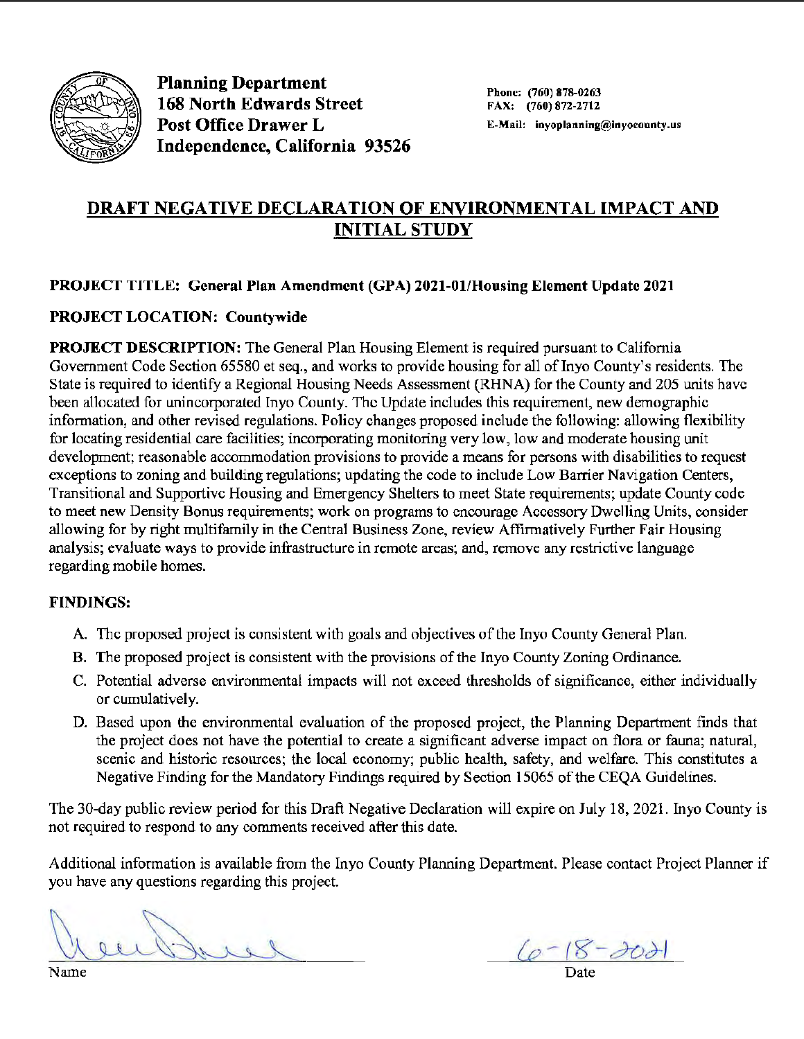**Planning Department**
**168 North Edwards Street**
**Post Office Drawer L**
**Independence, California 93526**

**Phone: (760) 878-0263**
**FAX: (760) 872-2712**
**E-Mail: inyoplanning@inyocounty.us**

# DRAFT NEGATIVE DECLARATION OF ENVIRONMENTAL IMPACT AND INITIAL STUDY

**PROJECT TITLE: General Plan Amendment (GPA) 2021-01/Housing Element Update 2021**

**PROJECT LOCATION: Countywide**

**PROJECT DESCRIPTION:** The General Plan Housing Element is required pursuant to California Government Code Section 65580 et seq., and works to provide housing for all of Inyo County's residents. The State is required to identify a Regional Housing Needs Assessment (RHNA) for the County and 205 units have been allocated for unincorporated Inyo County. The Update includes this requirement, new demographic information, and other revised regulations. Policy changes proposed include the following: allowing flexibility for locating residential care facilities; incorporating monitoring very low, low and moderate housing unit development; reasonable accommodation provisions to provide a means for persons with disabilities to request exceptions to zoning and building regulations; updating the code to include Low Barrier Navigation Centers, Transitional and Supportive Housing and Emergency Shelters to meet State requirements; update County code to meet new Density Bonus requirements; work on programs to encourage Accessory Dwelling Units, consider allowing for by right multifamily in the Central Business Zone, review Affirmatively Further Fair Housing analysis; evaluate ways to provide infrastructure in remote areas; and, remove any restrictive language regarding mobile homes.

**FINDINGS:**

A. The proposed project is consistent with goals and objectives of the Inyo County General Plan.
B. The proposed project is consistent with the provisions of the Inyo County Zoning Ordinance.
C. Potential adverse environmental impacts will not exceed thresholds of significance, either individually or cumulatively.
D. Based upon the environmental evaluation of the proposed project, the Planning Department finds that the project does not have the potential to create a significant adverse impact on flora or fauna; natural, scenic and historic resources; the local economy; public health, safety, and welfare. This constitutes a Negative Finding for the Mandatory Findings required by Section 15065 of the CEQA Guidelines.

The 30-day public review period for this Draft Negative Declaration will expire on July 18, 2021. Inyo County is not required to respond to any comments received after this date.

Additional information is available from the Inyo County Planning Department. Please contact Project Planner if you have any questions regarding this project.

Name: [signature]

Date: 6-18-2021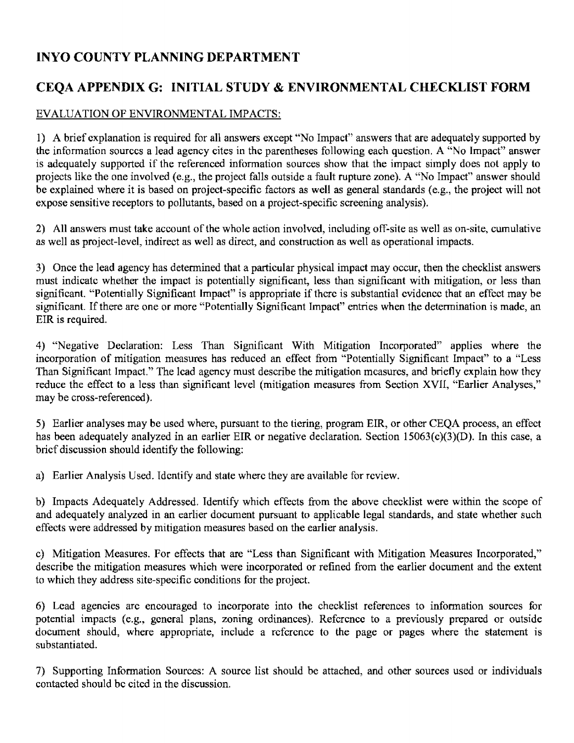## INYO COUNTY PLANNING DEPARTMENT

## CEQA APPENDIX G: INITIAL STUDY & ENVIRONMENTAL CHECKLIST FORM

EVALUATION OF ENVIRONMENTAL IMPACTS:

1) A brief explanation is required for all answers except "No Impact" answers that are adequately supported by the information sources a lead agency cites in the parentheses following each question. A "No Impact" answer is adequately supported if the referenced information sources show that the impact simply does not apply to projects like the one involved (e.g., the project falls outside a fault rupture zone). A "No Impact" answer should be explained where it is based on project-specific factors as well as general standards (e.g., the project will not expose sensitive receptors to pollutants, based on a project-specific screening analysis).

2) All answers must take account of the whole action involved, including off-site as well as on-site, cumulative as well as project-level, indirect as well as direct, and construction as well as operational impacts.

3) Once the lead agency has determined that a particular physical impact may occur, then the checklist answers must indicate whether the impact is potentially significant, less than significant with mitigation, or less than significant. "Potentially Significant Impact" is appropriate if there is substantial evidence that an effect may be significant. If there are one or more "Potentially Significant Impact" entries when the determination is made, an EIR is required.

4) "Negative Declaration: Less Than Significant With Mitigation Incorporated" applies where the incorporation of mitigation measures has reduced an effect from "Potentially Significant Impact" to a "Less Than Significant Impact." The lead agency must describe the mitigation measures, and briefly explain how they reduce the effect to a less than significant level (mitigation measures from Section XVII, "Earlier Analyses," may be cross-referenced).

5) Earlier analyses may be used where, pursuant to the tiering, program EIR, or other CEQA process, an effect has been adequately analyzed in an earlier EIR or negative declaration. Section 15063(c)(3)(D). In this case, a brief discussion should identify the following:

a) Earlier Analysis Used. Identify and state where they are available for review.

b) Impacts Adequately Addressed. Identify which effects from the above checklist were within the scope of and adequately analyzed in an earlier document pursuant to applicable legal standards, and state whether such effects were addressed by mitigation measures based on the earlier analysis.

c) Mitigation Measures. For effects that are "Less than Significant with Mitigation Measures Incorporated," describe the mitigation measures which were incorporated or refined from the earlier document and the extent to which they address site-specific conditions for the project.

6) Lead agencies are encouraged to incorporate into the checklist references to information sources for potential impacts (e.g., general plans, zoning ordinances). Reference to a previously prepared or outside document should, where appropriate, include a reference to the page or pages where the statement is substantiated.

7) Supporting Information Sources: A source list should be attached, and other sources used or individuals contacted should be cited in the discussion.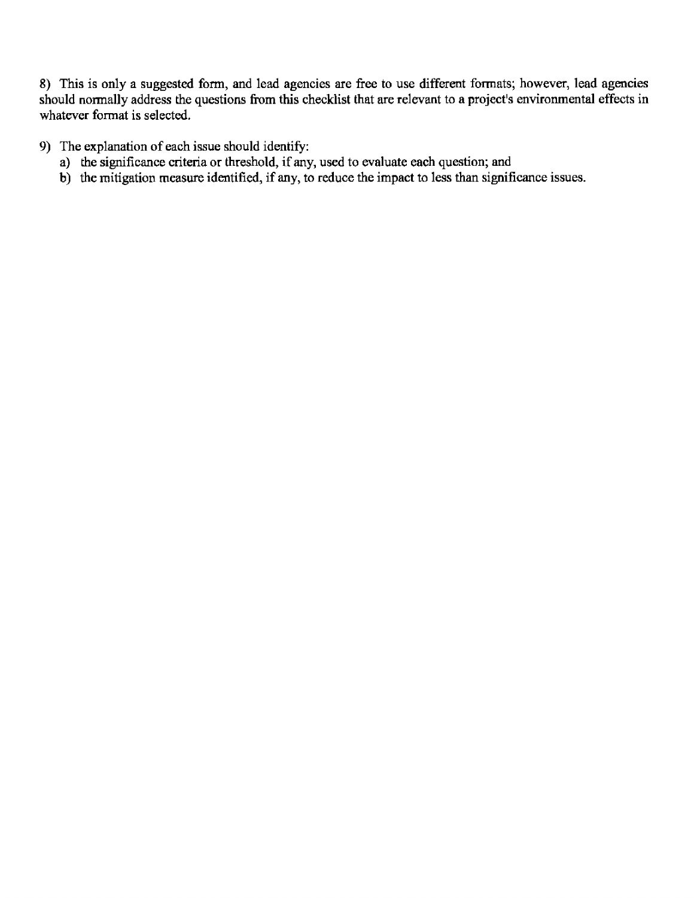8) This is only a suggested form, and lead agencies are free to use different formats; however, lead agencies should normally address the questions from this checklist that are relevant to a project's environmental effects in whatever format is selected.

9) The explanation of each issue should identify:
   a) the significance criteria or threshold, if any, used to evaluate each question; and
   b) the mitigation measure identified, if any, to reduce the impact to less than significance issues.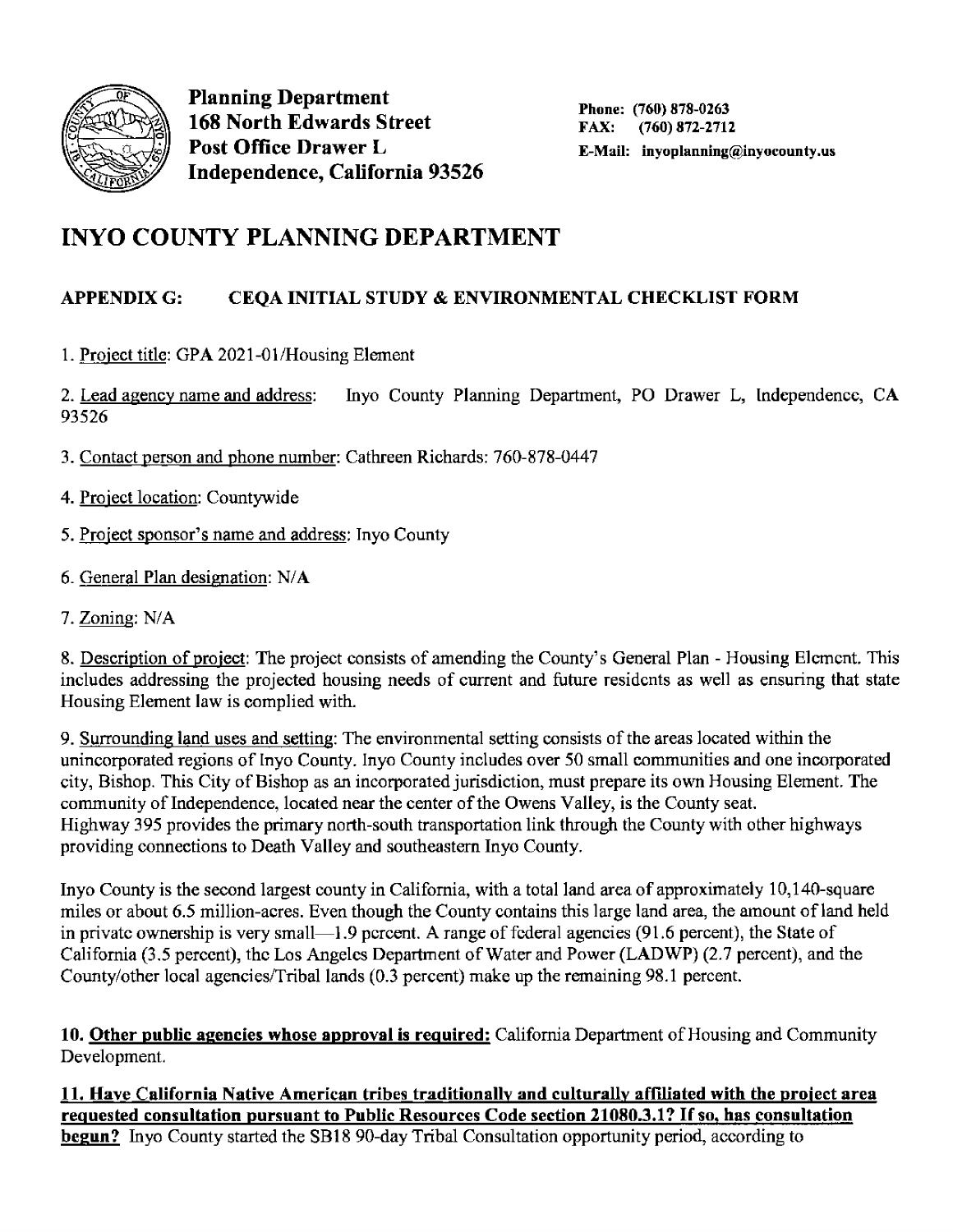**Planning Department**
**168 North Edwards Street**
**Post Office Drawer L**
**Independence, California 93526**

**Phone: (760) 878-0263**
**FAX: (760) 872-2712**
**E-Mail: inyoplanning@inyocounty.us**

# INYO COUNTY PLANNING DEPARTMENT

## APPENDIX G: CEQA INITIAL STUDY & ENVIRONMENTAL CHECKLIST FORM

1. Project title: GPA 2021-01/Housing Element

2. Lead agency name and address: Inyo County Planning Department, PO Drawer L, Independence, CA 93526

3. Contact person and phone number: Cathreen Richards: 760-878-0447

4. Project location: Countywide

5. Project sponsor's name and address: Inyo County

6. General Plan designation: N/A

7. Zoning: N/A

8. Description of project: The project consists of amending the County's General Plan - Housing Element. This includes addressing the projected housing needs of current and future residents as well as ensuring that state Housing Element law is complied with.

9. Surrounding land uses and setting: The environmental setting consists of the areas located within the unincorporated regions of Inyo County. Inyo County includes over 50 small communities and one incorporated city, Bishop. This City of Bishop as an incorporated jurisdiction, must prepare its own Housing Element. The community of Independence, located near the center of the Owens Valley, is the County seat. Highway 395 provides the primary north-south transportation link through the County with other highways providing connections to Death Valley and southeastern Inyo County.

Inyo County is the second largest county in California, with a total land area of approximately 10,140-square miles or about 6.5 million-acres. Even though the County contains this large land area, the amount of land held in private ownership is very small—1.9 percent. A range of federal agencies (91.6 percent), the State of California (3.5 percent), the Los Angeles Department of Water and Power (LADWP) (2.7 percent), and the County/other local agencies/Tribal lands (0.3 percent) make up the remaining 98.1 percent.

**10. Other public agencies whose approval is required:** California Department of Housing and Community Development.

**11. Have California Native American tribes traditionally and culturally affiliated with the project area requested consultation pursuant to Public Resources Code section 21080.3.1? If so, has consultation begun?** Inyo County started the SB18 90-day Tribal Consultation opportunity period, according to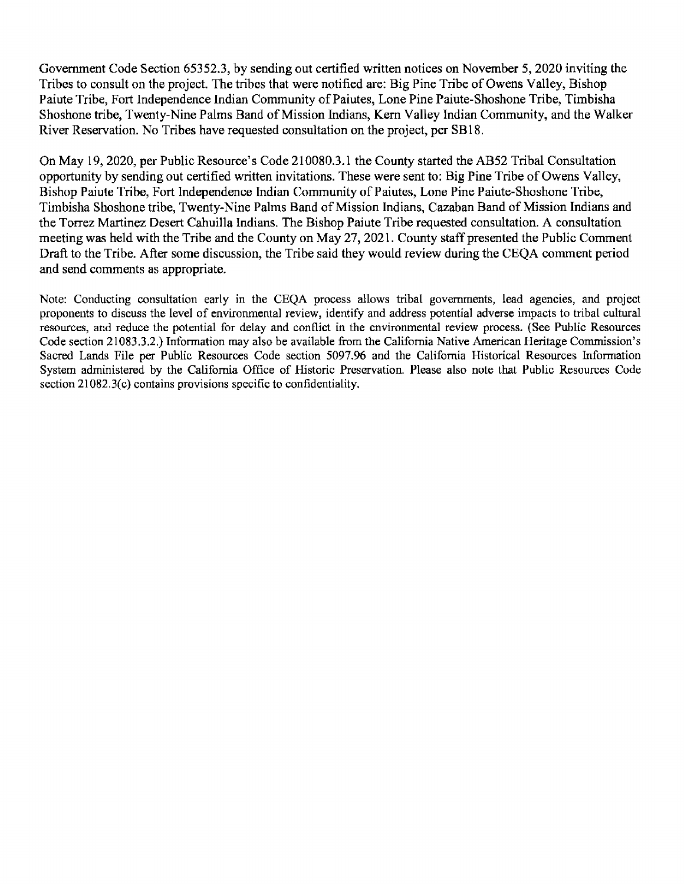Government Code Section 65352.3, by sending out certified written notices on November 5, 2020 inviting the Tribes to consult on the project. The tribes that were notified are: Big Pine Tribe of Owens Valley, Bishop Paiute Tribe, Fort Independence Indian Community of Paiutes, Lone Pine Paiute-Shoshone Tribe, Timbisha Shoshone tribe, Twenty-Nine Palms Band of Mission Indians, Kern Valley Indian Community, and the Walker River Reservation. No Tribes have requested consultation on the project, per SB18.

On May 19, 2020, per Public Resource's Code 210080.3.1 the County started the AB52 Tribal Consultation opportunity by sending out certified written invitations. These were sent to: Big Pine Tribe of Owens Valley, Bishop Paiute Tribe, Fort Independence Indian Community of Paiutes, Lone Pine Paiute-Shoshone Tribe, Timbisha Shoshone tribe, Twenty-Nine Palms Band of Mission Indians, Cazaban Band of Mission Indians and the Torrez Martinez Desert Cahuilla Indians. The Bishop Paiute Tribe requested consultation. A consultation meeting was held with the Tribe and the County on May 27, 2021. County staff presented the Public Comment Draft to the Tribe. After some discussion, the Tribe said they would review during the CEQA comment period and send comments as appropriate.

Note: Conducting consultation early in the CEQA process allows tribal governments, lead agencies, and project proponents to discuss the level of environmental review, identify and address potential adverse impacts to tribal cultural resources, and reduce the potential for delay and conflict in the environmental review process. (See Public Resources Code section 21083.3.2.) Information may also be available from the California Native American Heritage Commission's Sacred Lands File per Public Resources Code section 5097.96 and the California Historical Resources Information System administered by the California Office of Historic Preservation. Please also note that Public Resources Code section 21082.3(c) contains provisions specific to confidentiality.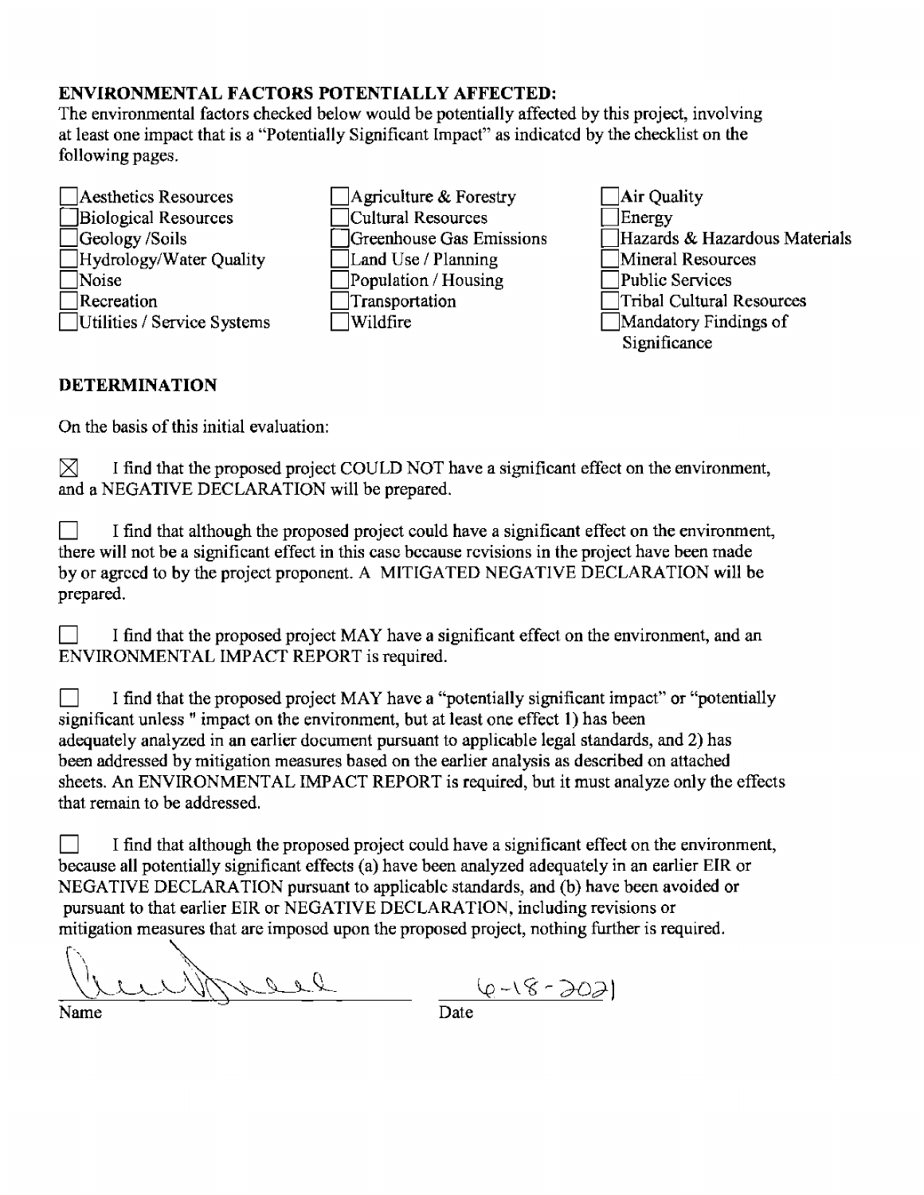**ENVIRONMENTAL FACTORS POTENTIALLY AFFECTED:**

The environmental factors checked below would be potentially affected by this project, involving at least one impact that is a "Potentially Significant Impact" as indicated by the checklist on the following pages.

- ☐ Aesthetics Resources
- ☐ Agriculture & Forestry
- ☐ Air Quality
- ☐ Biological Resources
- ☐ Cultural Resources
- ☐ Energy
- ☐ Geology /Soils
- ☐ Greenhouse Gas Emissions
- ☐ Hazards & Hazardous Materials
- ☐ Hydrology/Water Quality
- ☐ Land Use / Planning
- ☐ Mineral Resources
- ☐ Noise
- ☐ Population / Housing
- ☐ Public Services
- ☐ Recreation
- ☐ Transportation
- ☐ Tribal Cultural Resources
- ☐ Utilities / Service Systems
- ☐ Wildfire
- ☐ Mandatory Findings of Significance

**DETERMINATION**

On the basis of this initial evaluation:

☒ I find that the proposed project COULD NOT have a significant effect on the environment, and a NEGATIVE DECLARATION will be prepared.

☐ I find that although the proposed project could have a significant effect on the environment, there will not be a significant effect in this case because revisions in the project have been made by or agreed to by the project proponent. A MITIGATED NEGATIVE DECLARATION will be prepared.

☐ I find that the proposed project MAY have a significant effect on the environment, and an ENVIRONMENTAL IMPACT REPORT is required.

☐ I find that the proposed project MAY have a "potentially significant impact" or "potentially significant unless " impact on the environment, but at least one effect 1) has been adequately analyzed in an earlier document pursuant to applicable legal standards, and 2) has been addressed by mitigation measures based on the earlier analysis as described on attached sheets. An ENVIRONMENTAL IMPACT REPORT is required, but it must analyze only the effects that remain to be addressed.

☐ I find that although the proposed project could have a significant effect on the environment, because all potentially significant effects (a) have been analyzed adequately in an earlier EIR or NEGATIVE DECLARATION pursuant to applicable standards, and (b) have been avoided or pursuant to that earlier EIR or NEGATIVE DECLARATION, including revisions or mitigation measures that are imposed upon the proposed project, nothing further is required.

[Signature] 6-18-2021

Name Date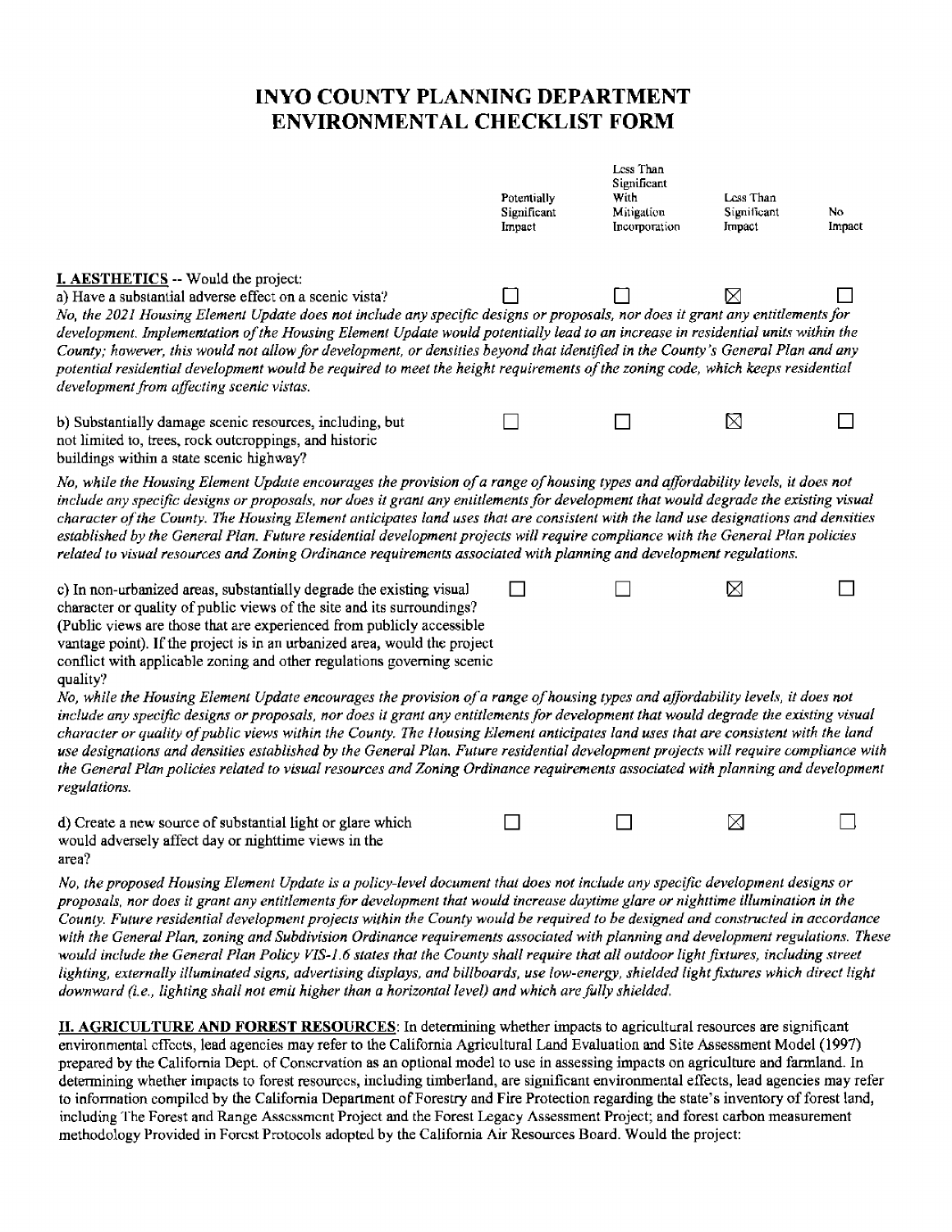# INYO COUNTY PLANNING DEPARTMENT
# ENVIRONMENTAL CHECKLIST FORM

| | Potentially Significant Impact | Less Than Significant With Mitigation Incorporation | Less Than Significant Impact | No Impact |
|---|---|---|---|---|
| **I. AESTHETICS** -- Would the project: | | | | |
| a) Have a substantial adverse effect on a scenic vista? | ☐ | ☐ | ☒ | ☐ |

*No, the 2021 Housing Element Update does not include any specific designs or proposals, nor does it grant any entitlements for development. Implementation of the Housing Element Update would potentially lead to an increase in residential units within the County; however, this would not allow for development, or densities beyond that identified in the County's General Plan and any potential residential development would be required to meet the height requirements of the zoning code, which keeps residential development from affecting scenic vistas.*

| | Potentially Significant Impact | Less Than Significant With Mitigation Incorporation | Less Than Significant Impact | No Impact |
|---|---|---|---|---|
| b) Substantially damage scenic resources, including, but not limited to, trees, rock outcroppings, and historic buildings within a state scenic highway? | ☐ | ☐ | ☒ | ☐ |

*No, while the Housing Element Update encourages the provision of a range of housing types and affordability levels, it does not include any specific designs or proposals, nor does it grant any entitlements for development that would degrade the existing visual character of the County. The Housing Element anticipates land uses that are consistent with the land use designations and densities established by the General Plan. Future residential development projects will require compliance with the General Plan policies related to visual resources and Zoning Ordinance requirements associated with planning and development regulations.*

| | Potentially Significant Impact | Less Than Significant With Mitigation Incorporation | Less Than Significant Impact | No Impact |
|---|---|---|---|---|
| c) In non-urbanized areas, substantially degrade the existing visual character or quality of public views of the site and its surroundings? (Public views are those that are experienced from publicly accessible vantage point). If the project is in an urbanized area, would the project conflict with applicable zoning and other regulations governing scenic quality? | ☐ | ☐ | ☒ | ☐ |

*No, while the Housing Element Update encourages the provision of a range of housing types and affordability levels, it does not include any specific designs or proposals, nor does it grant any entitlements for development that would degrade the existing visual character or quality of public views within the County. The Housing Element anticipates land uses that are consistent with the land use designations and densities established by the General Plan. Future residential development projects will require compliance with the General Plan policies related to visual resources and Zoning Ordinance requirements associated with planning and development regulations.*

| | Potentially Significant Impact | Less Than Significant With Mitigation Incorporation | Less Than Significant Impact | No Impact |
|---|---|---|---|---|
| d) Create a new source of substantial light or glare which would adversely affect day or nighttime views in the area? | ☐ | ☐ | ☒ | ☐ |

*No, the proposed Housing Element Update is a policy-level document that does not include any specific development designs or proposals, nor does it grant any entitlements for development that would increase daytime glare or nighttime illumination in the County. Future residential development projects within the County would be required to be designed and constructed in accordance with the General Plan, zoning and Subdivision Ordinance requirements associated with planning and development regulations. These would include the General Plan Policy VIS-1.6 states that the County shall require that all outdoor light fixtures, including street lighting, externally illuminated signs, advertising displays, and billboards, use low-energy, shielded light fixtures which direct light downward (i.e., lighting shall not emit higher than a horizontal level) and which are fully shielded.*

**II. AGRICULTURE AND FOREST RESOURCES**: In determining whether impacts to agricultural resources are significant environmental effects, lead agencies may refer to the California Agricultural Land Evaluation and Site Assessment Model (1997) prepared by the California Dept. of Conservation as an optional model to use in assessing impacts on agriculture and farmland. In determining whether impacts to forest resources, including timberland, are significant environmental effects, lead agencies may refer to information compiled by the California Department of Forestry and Fire Protection regarding the state's inventory of forest land, including The Forest and Range Assessment Project and the Forest Legacy Assessment Project; and forest carbon measurement methodology Provided in Forest Protocols adopted by the California Air Resources Board. Would the project: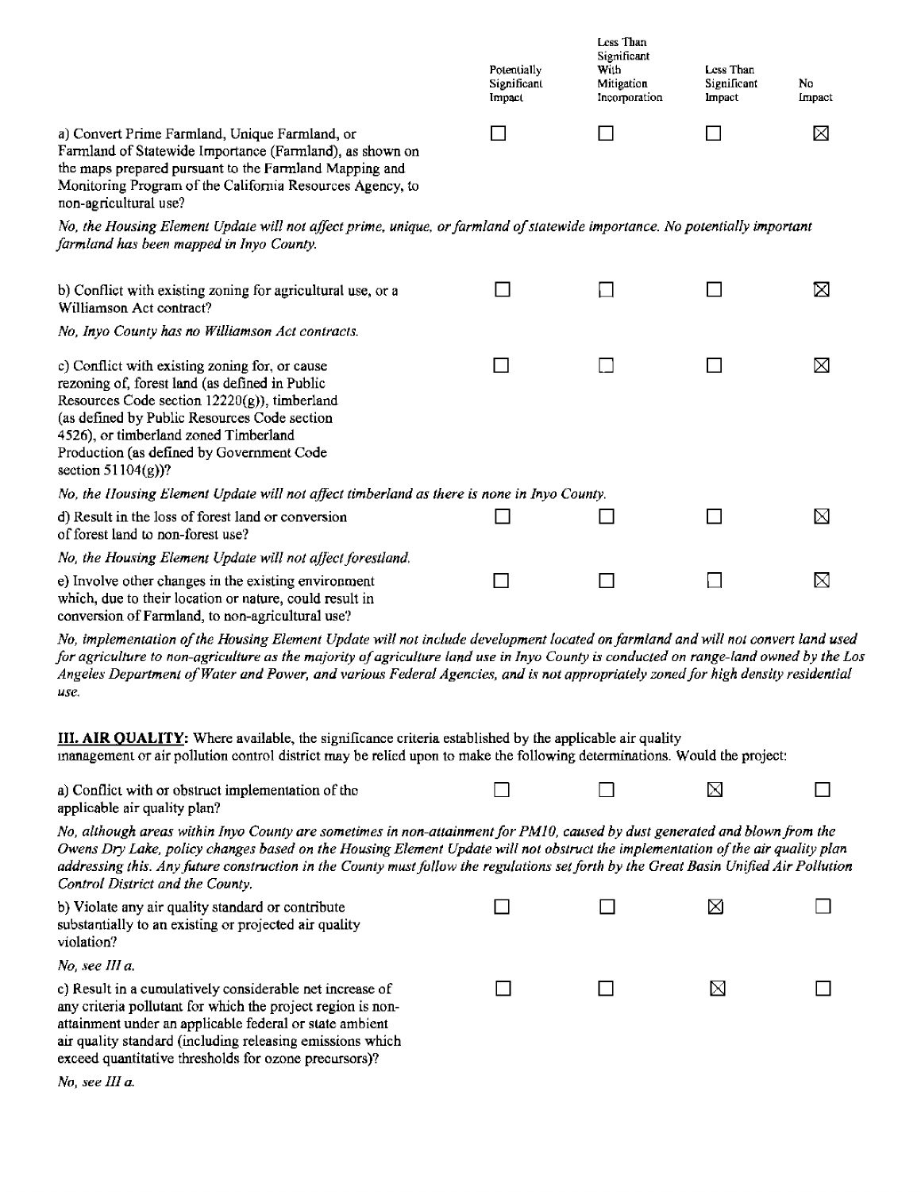| | Potentially Significant Impact | Less Than Significant With Mitigation Incorporation | Less Than Significant Impact | No Impact |
|---|---|---|---|---|
| a) Convert Prime Farmland, Unique Farmland, or Farmland of Statewide Importance (Farmland), as shown on the maps prepared pursuant to the Farmland Mapping and Monitoring Program of the California Resources Agency, to non-agricultural use? | ☐ | ☐ | ☐ | ☒ |

*No, the Housing Element Update will not affect prime, unique, or farmland of statewide importance. No potentially important farmland has been mapped in Inyo County.*

| | Potentially Significant Impact | Less Than Significant With Mitigation Incorporation | Less Than Significant Impact | No Impact |
|---|---|---|---|---|
| b) Conflict with existing zoning for agricultural use, or a Williamson Act contract? | ☐ | ☐ | ☐ | ☒ |

*No, Inyo County has no Williamson Act contracts.*

| | Potentially Significant Impact | Less Than Significant With Mitigation Incorporation | Less Than Significant Impact | No Impact |
|---|---|---|---|---|
| c) Conflict with existing zoning for, or cause rezoning of, forest land (as defined in Public Resources Code section 12220(g)), timberland (as defined by Public Resources Code section 4526), or timberland zoned Timberland Production (as defined by Government Code section 51104(g))? | ☐ | ☐ | ☐ | ☒ |

*No, the Housing Element Update will not affect timberland as there is none in Inyo County.*

| | Potentially Significant Impact | Less Than Significant With Mitigation Incorporation | Less Than Significant Impact | No Impact |
|---|---|---|---|---|
| d) Result in the loss of forest land or conversion of forest land to non-forest use? | ☐ | ☐ | ☐ | ☒ |

*No, the Housing Element Update will not affect forestland.*

| | Potentially Significant Impact | Less Than Significant With Mitigation Incorporation | Less Than Significant Impact | No Impact |
|---|---|---|---|---|
| e) Involve other changes in the existing environment which, due to their location or nature, could result in conversion of Farmland, to non-agricultural use? | ☐ | ☐ | ☐ | ☒ |

*No, implementation of the Housing Element Update will not include development located on farmland and will not convert land used for agriculture to non-agriculture as the majority of agriculture land use in Inyo County is conducted on range-land owned by the Los Angeles Department of Water and Power, and various Federal Agencies, and is not appropriately zoned for high density residential use.*

**III. AIR QUALITY:** Where available, the significance criteria established by the applicable air quality management or air pollution control district may be relied upon to make the following determinations. Would the project:

| | Potentially Significant Impact | Less Than Significant With Mitigation Incorporation | Less Than Significant Impact | No Impact |
|---|---|---|---|---|
| a) Conflict with or obstruct implementation of the applicable air quality plan? | ☐ | ☐ | ☒ | ☐ |

*No, although areas within Inyo County are sometimes in non-attainment for PM10, caused by dust generated and blown from the Owens Dry Lake, policy changes based on the Housing Element Update will not obstruct the implementation of the air quality plan addressing this. Any future construction in the County must follow the regulations set forth by the Great Basin Unified Air Pollution Control District and the County.*

| | Potentially Significant Impact | Less Than Significant With Mitigation Incorporation | Less Than Significant Impact | No Impact |
|---|---|---|---|---|
| b) Violate any air quality standard or contribute substantially to an existing or projected air quality violation? | ☐ | ☐ | ☒ | ☐ |

*No, see III a.*

| | Potentially Significant Impact | Less Than Significant With Mitigation Incorporation | Less Than Significant Impact | No Impact |
|---|---|---|---|---|
| c) Result in a cumulatively considerable net increase of any criteria pollutant for which the project region is non-attainment under an applicable federal or state ambient air quality standard (including releasing emissions which exceed quantitative thresholds for ozone precursors)? | ☐ | ☐ | ☒ | ☐ |

*No, see III a.*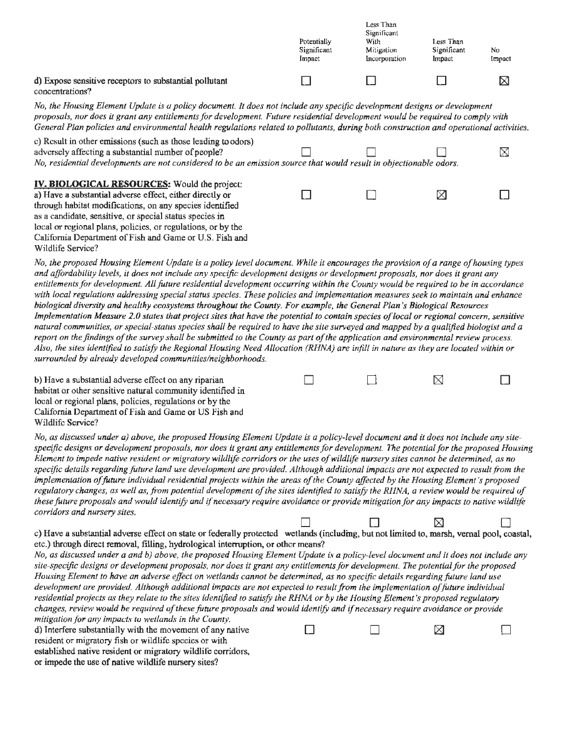| | Potentially Significant Impact | Less Than Significant With Mitigation Incorporation | Less Than Significant Impact | No Impact |
|---|---|---|---|---|
| d) Expose sensitive receptors to substantial pollutant concentrations? | ☐ | ☐ | ☐ | ☒ |

*No, the Housing Element Update is a policy document. It does not include any specific development designs or development proposals, nor does it grant any entitlements for development. Future residential development would be required to comply with General Plan policies and environmental health regulations related to pollutants, during both construction and operational activities.*

| | Potentially Significant Impact | Less Than Significant With Mitigation Incorporation | Less Than Significant Impact | No Impact |
|---|---|---|---|---|
| c) Result in other emissions (such as those leading to odors) adversely affecting a substantial number of people? | ☐ | ☐ | ☐ | ☒ |

*No, residential developments are not considered to be an emission source that would result in objectionable odors.*

**IV. BIOLOGICAL RESOURCES:** Would the project:

| | Potentially Significant Impact | Less Than Significant With Mitigation Incorporation | Less Than Significant Impact | No Impact |
|---|---|---|---|---|
| a) Have a substantial adverse effect, either directly or through habitat modifications, on any species identified as a candidate, sensitive, or special status species in local or regional plans, policies, or regulations, or by the California Department of Fish and Game or U.S. Fish and Wildlife Service? | ☐ | ☐ | ☒ | ☐ |

*No, the proposed Housing Element Update is a policy level document. While it encourages the provision of a range of housing types and affordability levels, it does not include any specific development designs or development proposals, nor does it grant any entitlements for development. All future residential development occurring within the County would be required to be in accordance with local regulations addressing special status species. These policies and implementation measures seek to maintain and enhance biological diversity and healthy ecosystems throughout the County. For example, the General Plan's Biological Resources Implementation Measure 2.0 states that project sites that have the potential to contain species of local or regional concern, sensitive natural communities, or special-status species shall be required to have the site surveyed and mapped by a qualified biologist and a report on the findings of the survey shall be submitted to the County as part of the application and environmental review process. Also, the sites identified to satisfy the Regional Housing Need Allocation (RHNA) are infill in nature as they are located within or surrounded by already developed communities/neighborhoods.*

| | Potentially Significant Impact | Less Than Significant With Mitigation Incorporation | Less Than Significant Impact | No Impact |
|---|---|---|---|---|
| b) Have a substantial adverse effect on any riparian habitat or other sensitive natural community identified in local or regional plans, policies, regulations or by the California Department of Fish and Game or US Fish and Wildlife Service? | ☐ | ☐ | ☒ | ☐ |

*No, as discussed under a) above, the proposed Housing Element Update is a policy-level document and it does not include any site-specific designs or development proposals, nor does it grant any entitlements for development. The potential for the proposed Housing Element to impede native resident or migratory wildlife corridors or the uses of wildlife nursery sites cannot be determined, as no specific details regarding future land use development are provided. Although additional impacts are not expected to result from the implementation of future individual residential projects within the areas of the County affected by the Housing Element's proposed regulatory changes, as well as, from potential development of the sites identified to satisfy the RHNA, a review would be required of these future proposals and would identify and if necessary require avoidance or provide mitigation for any impacts to native wildlife corridors and nursery sites.*

| | Potentially Significant Impact | Less Than Significant With Mitigation Incorporation | Less Than Significant Impact | No Impact |
|---|---|---|---|---|
| c) Have a substantial adverse effect on state or federally protected wetlands (including, but not limited to, marsh, vernal pool, coastal, etc.) through direct removal, filling, hydrological interruption, or other means? | ☐ | ☐ | ☒ | ☐ |

*No, as discussed under a and b) above, the proposed Housing Element Update is a policy-level document and it does not include any site-specific designs or development proposals, nor does it grant any entitlements for development. The potential for the proposed Housing Element to have an adverse effect on wetlands cannot be determined, as no specific details regarding future land use development are provided. Although additional impacts are not expected to result from the implementation of future individual residential projects as they relate to the sites identified to satisfy the RHNA or by the Housing Element's proposed regulatory changes, review would be required of these future proposals and would identify and if necessary require avoidance or provide mitigation for any impacts to wetlands in the County.*

| | Potentially Significant Impact | Less Than Significant With Mitigation Incorporation | Less Than Significant Impact | No Impact |
|---|---|---|---|---|
| d) Interfere substantially with the movement of any native resident or migratory fish or wildlife species or with established native resident or migratory wildlife corridors, or impede the use of native wildlife nursery sites? | ☐ | ☐ | ☒ | ☐ |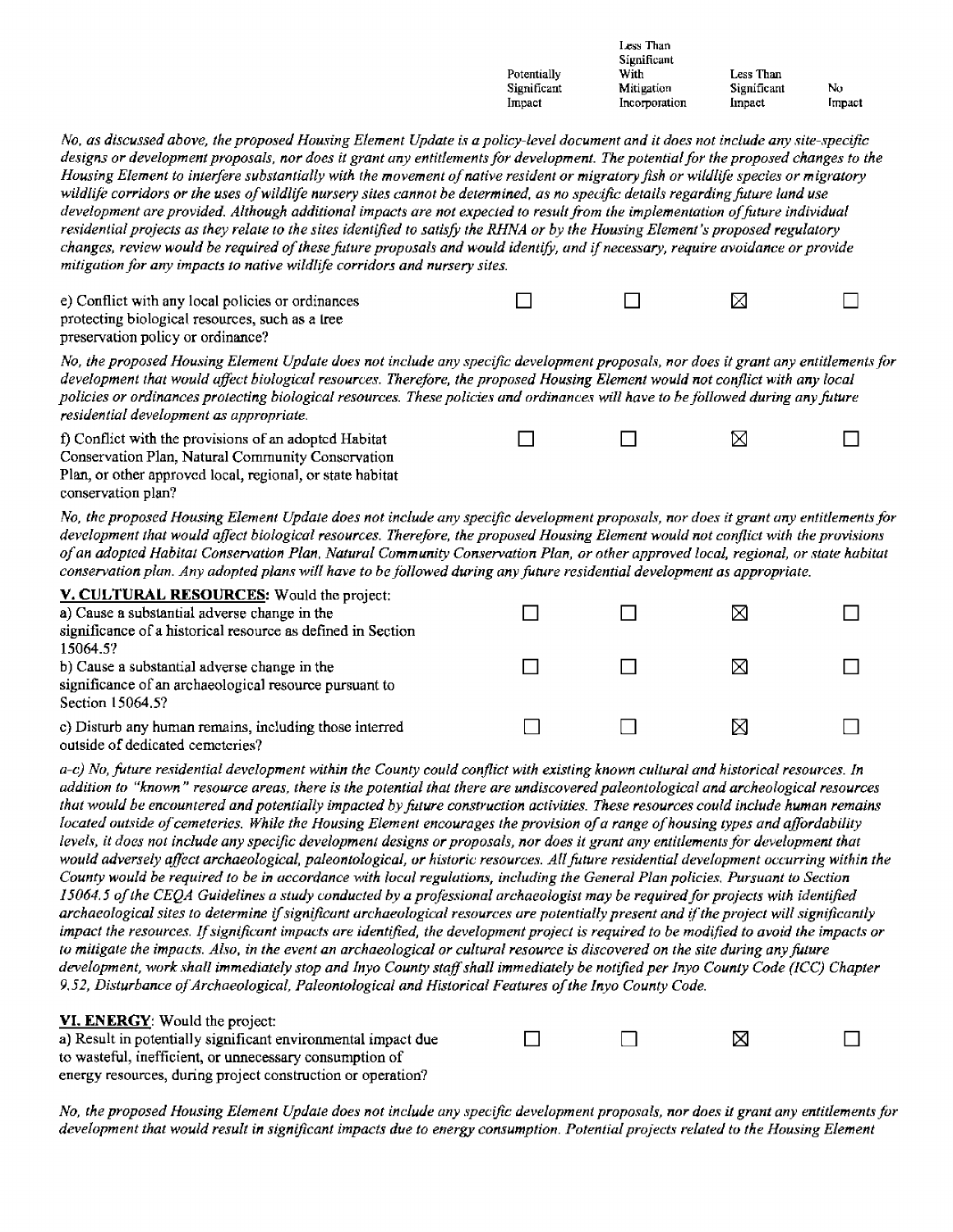| | Potentially Significant Impact | Less Than Significant With Mitigation Incorporation | Less Than Significant Impact | No Impact |
|---|---|---|---|---|

*No, as discussed above, the proposed Housing Element Update is a policy-level document and it does not include any site-specific designs or development proposals, nor does it grant any entitlements for development. The potential for the proposed changes to the Housing Element to interfere substantially with the movement of native resident or migratory fish or wildlife species or migratory wildlife corridors or the uses of wildlife nursery sites cannot be determined, as no specific details regarding future land use development are provided. Although additional impacts are not expected to result from the implementation of future individual residential projects as they relate to the sites identified to satisfy the RHNA or by the Housing Element's proposed regulatory changes, review would be required of these future proposals and would identify, and if necessary, require avoidance or provide mitigation for any impacts to native wildlife corridors and nursery sites.*

| | Potentially Significant Impact | Less Than Significant With Mitigation Incorporation | Less Than Significant Impact | No Impact |
|---|---|---|---|---|
| e) Conflict with any local policies or ordinances protecting biological resources, such as a tree preservation policy or ordinance? | ☐ | ☐ | ☒ | ☐ |

*No, the proposed Housing Element Update does not include any specific development proposals, nor does it grant any entitlements for development that would affect biological resources. Therefore, the proposed Housing Element would not conflict with any local policies or ordinances protecting biological resources. These policies and ordinances will have to be followed during any future residential development as appropriate.*

| | Potentially Significant Impact | Less Than Significant With Mitigation Incorporation | Less Than Significant Impact | No Impact |
|---|---|---|---|---|
| f) Conflict with the provisions of an adopted Habitat Conservation Plan, Natural Community Conservation Plan, or other approved local, regional, or state habitat conservation plan? | ☐ | ☐ | ☒ | ☐ |

*No, the proposed Housing Element Update does not include any specific development proposals, nor does it grant any entitlements for development that would affect biological resources. Therefore, the proposed Housing Element would not conflict with the provisions of an adopted Habitat Conservation Plan, Natural Community Conservation Plan, or other approved local, regional, or state habitat conservation plan. Any adopted plans will have to be followed during any future residential development as appropriate.*

**V. CULTURAL RESOURCES:** Would the project:

| | Potentially Significant Impact | Less Than Significant With Mitigation Incorporation | Less Than Significant Impact | No Impact |
|---|---|---|---|---|
| a) Cause a substantial adverse change in the significance of a historical resource as defined in Section 15064.5? | ☐ | ☐ | ☒ | ☐ |
| b) Cause a substantial adverse change in the significance of an archaeological resource pursuant to Section 15064.5? | ☐ | ☐ | ☒ | ☐ |
| c) Disturb any human remains, including those interred outside of dedicated cemeteries? | ☐ | ☐ | ☒ | ☐ |

*a-c) No, future residential development within the County could conflict with existing known cultural and historical resources. In addition to "known" resource areas, there is the potential that there are undiscovered paleontological and archeological resources that would be encountered and potentially impacted by future construction activities. These resources could include human remains located outside of cemeteries. While the Housing Element encourages the provision of a range of housing types and affordability levels, it does not include any specific development designs or proposals, nor does it grant any entitlements for development that would adversely affect archaeological, paleontological, or historic resources. All future residential development occurring within the County would be required to be in accordance with local regulations, including the General Plan policies. Pursuant to Section 15064.5 of the CEQA Guidelines a study conducted by a professional archaeologist may be required for projects with identified archaeological sites to determine if significant archaeological resources are potentially present and if the project will significantly impact the resources. If significant impacts are identified, the development project is required to be modified to avoid the impacts or to mitigate the impacts. Also, in the event an archaeological or cultural resource is discovered on the site during any future development, work shall immediately stop and Inyo County staff shall immediately be notified per Inyo County Code (ICC) Chapter 9.52, Disturbance of Archaeological, Paleontological and Historical Features of the Inyo County Code.*

**VI. ENERGY**: Would the project:

| | Potentially Significant Impact | Less Than Significant With Mitigation Incorporation | Less Than Significant Impact | No Impact |
|---|---|---|---|---|
| a) Result in potentially significant environmental impact due to wasteful, inefficient, or unnecessary consumption of energy resources, during project construction or operation? | ☐ | ☐ | ☒ | ☐ |

*No, the proposed Housing Element Update does not include any specific development proposals, nor does it grant any entitlements for development that would result in significant impacts due to energy consumption. Potential projects related to the Housing Element*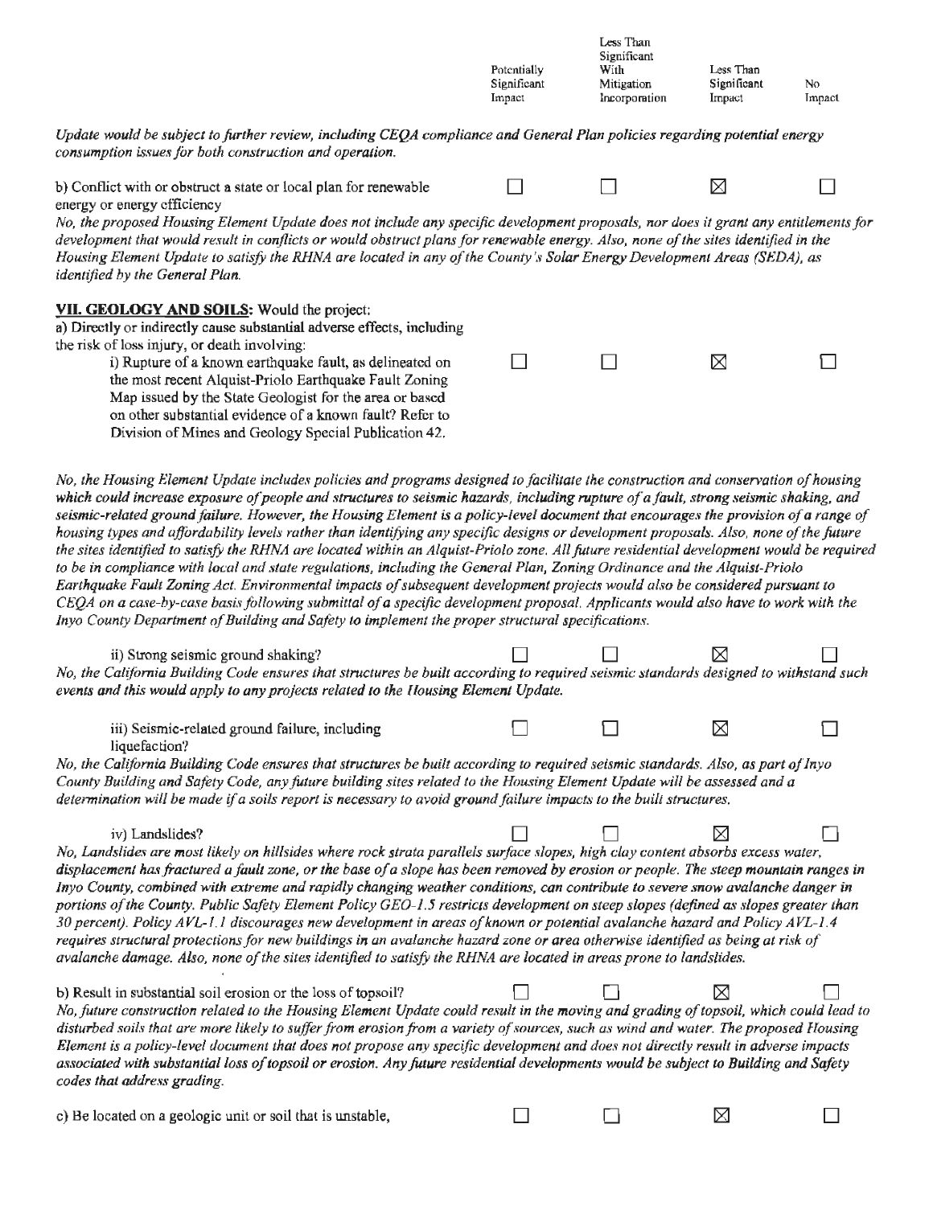| | Potentially Significant Impact | Less Than Significant With Mitigation Incorporation | Less Than Significant Impact | No Impact |
|---|---|---|---|---|

*Update would be subject to further review, including CEQA compliance and General Plan policies regarding potential energy consumption issues for both construction and operation.*

| | Potentially Significant Impact | Less Than Significant With Mitigation Incorporation | Less Than Significant Impact | No Impact |
|---|---|---|---|---|
| b) Conflict with or obstruct a state or local plan for renewable energy or energy efficiency | ☐ | ☐ | ☒ | ☐ |

*No, the proposed Housing Element Update does not include any specific development proposals, nor does it grant any entitlements for development that would result in conflicts or would obstruct plans for renewable energy. Also, none of the sites identified in the Housing Element Update to satisfy the RHNA are located in any of the County's Solar Energy Development Areas (SEDA), as identified by the General Plan.*

**VII. GEOLOGY AND SOILS:** Would the project:

a) Directly or indirectly cause substantial adverse effects, including the risk of loss injury, or death involving:

| | Potentially Significant Impact | Less Than Significant With Mitigation Incorporation | Less Than Significant Impact | No Impact |
|---|---|---|---|---|
| i) Rupture of a known earthquake fault, as delineated on the most recent Alquist-Priolo Earthquake Fault Zoning Map issued by the State Geologist for the area or based on other substantial evidence of a known fault? Refer to Division of Mines and Geology Special Publication 42. | ☐ | ☐ | ☒ | ☐ |

*No, the Housing Element Update includes policies and programs designed to facilitate the construction and conservation of housing which could increase exposure of people and structures to seismic hazards, including rupture of a fault, strong seismic shaking, and seismic-related ground failure. However, the Housing Element is a policy-level document that encourages the provision of a range of housing types and affordability levels rather than identifying any specific designs or development proposals. Also, none of the future the sites identified to satisfy the RHNA are located within an Alquist-Priolo zone. All future residential development would be required to be in compliance with local and state regulations, including the General Plan, Zoning Ordinance and the Alquist-Priolo Earthquake Fault Zoning Act. Environmental impacts of subsequent development projects would also be considered pursuant to CEQA on a case-by-case basis following submittal of a specific development proposal. Applicants would also have to work with the Inyo County Department of Building and Safety to implement the proper structural specifications.*

| | Potentially Significant Impact | Less Than Significant With Mitigation Incorporation | Less Than Significant Impact | No Impact |
|---|---|---|---|---|
| ii) Strong seismic ground shaking? | ☐ | ☐ | ☒ | ☐ |

*No, the California Building Code ensures that structures be built according to required seismic standards designed to withstand such events and this would apply to any projects related to the Housing Element Update.*

| | Potentially Significant Impact | Less Than Significant With Mitigation Incorporation | Less Than Significant Impact | No Impact |
|---|---|---|---|---|
| iii) Seismic-related ground failure, including liquefaction? | ☐ | ☐ | ☒ | ☐ |

*No, the California Building Code ensures that structures be built according to required seismic standards. Also, as part of Inyo County Building and Safety Code, any future building sites related to the Housing Element Update will be assessed and a determination will be made if a soils report is necessary to avoid ground failure impacts to the built structures.*

| | Potentially Significant Impact | Less Than Significant With Mitigation Incorporation | Less Than Significant Impact | No Impact |
|---|---|---|---|---|
| iv) Landslides? | ☐ | ☐ | ☒ | ☐ |

*No, Landslides are most likely on hillsides where rock strata parallels surface slopes, high clay content absorbs excess water, displacement has fractured a fault zone, or the base of a slope has been removed by erosion or people. The steep mountain ranges in Inyo County, combined with extreme and rapidly changing weather conditions, can contribute to severe snow avalanche danger in portions of the County. Public Safety Element Policy GEO-1.5 restricts development on steep slopes (defined as slopes greater than 30 percent). Policy AVL-1.1 discourages new development in areas of known or potential avalanche hazard and Policy AVL-1.4 requires structural protections for new buildings in an avalanche hazard zone or area otherwise identified as being at risk of avalanche damage. Also, none of the sites identified to satisfy the RHNA are located in areas prone to landslides.*

| | Potentially Significant Impact | Less Than Significant With Mitigation Incorporation | Less Than Significant Impact | No Impact |
|---|---|---|---|---|
| b) Result in substantial soil erosion or the loss of topsoil? | ☐ | ☐ | ☒ | ☐ |

*No, future construction related to the Housing Element Update could result in the moving and grading of topsoil, which could lead to disturbed soils that are more likely to suffer from erosion from a variety of sources, such as wind and water. The proposed Housing Element is a policy-level document that does not propose any specific development and does not directly result in adverse impacts associated with substantial loss of topsoil or erosion. Any future residential developments would be subject to Building and Safety codes that address grading.*

| | Potentially Significant Impact | Less Than Significant With Mitigation Incorporation | Less Than Significant Impact | No Impact |
|---|---|---|---|---|
| c) Be located on a geologic unit or soil that is unstable, | ☐ | ☐ | ☒ | ☐ |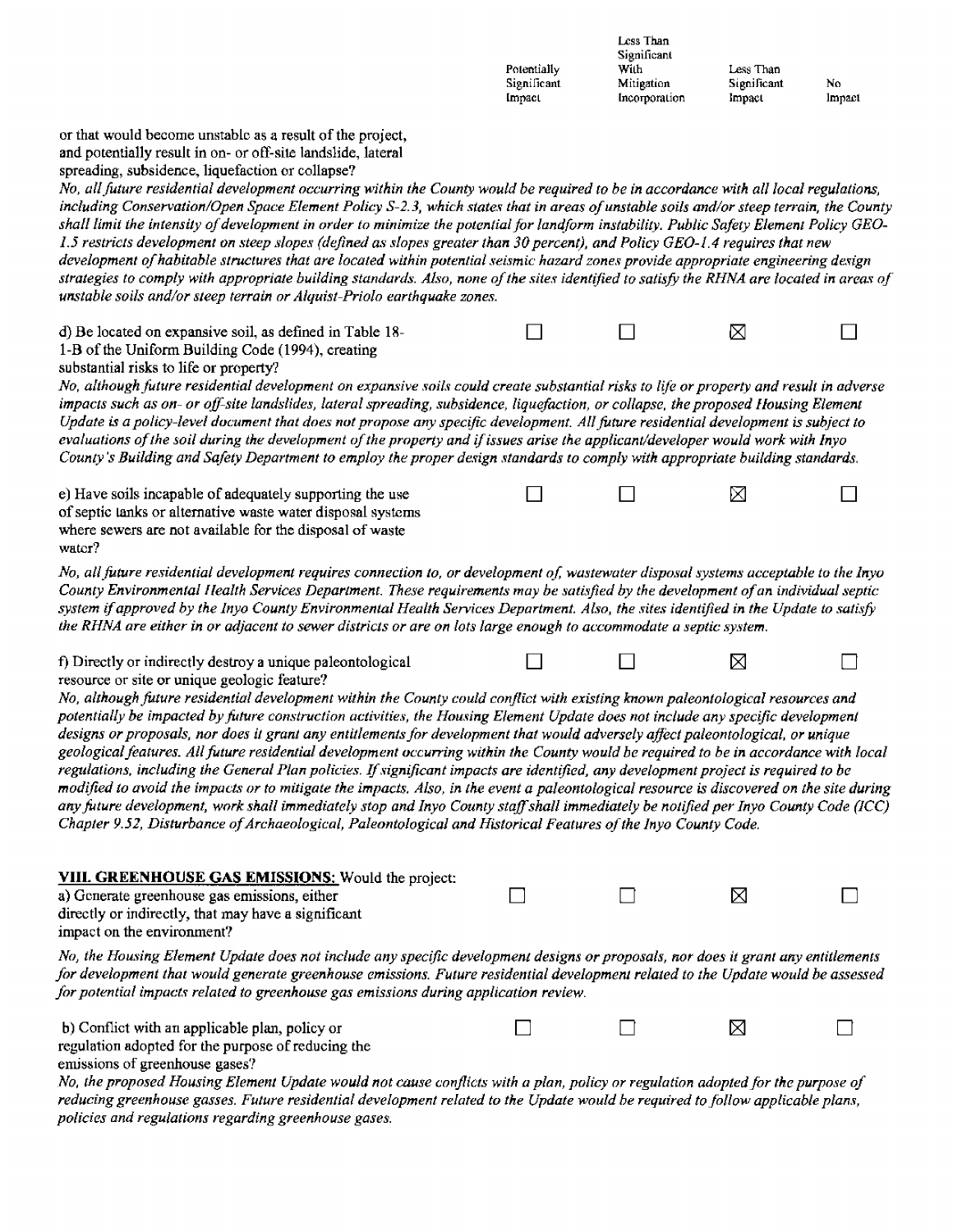| | Potentially Significant Impact | Less Than Significant With Mitigation Incorporation | Less Than Significant Impact | No Impact |
|---|---|---|---|---|
| or that would become unstable as a result of the project, and potentially result in on- or off-site landslide, lateral spreading, subsidence, liquefaction or collapse? | | | | |

*No, all future residential development occurring within the County would be required to be in accordance with all local regulations, including Conservation/Open Space Element Policy S-2.3, which states that in areas of unstable soils and/or steep terrain, the County shall limit the intensity of development in order to minimize the potential for landform instability. Public Safety Element Policy GEO-1.5 restricts development on steep slopes (defined as slopes greater than 30 percent), and Policy GEO-1.4 requires that new development of habitable structures that are located within potential seismic hazard zones provide appropriate engineering design strategies to comply with appropriate building standards. Also, none of the sites identified to satisfy the RHNA are located in areas of unstable soils and/or steep terrain or Alquist-Priolo earthquake zones.*

| | Potentially Significant Impact | Less Than Significant With Mitigation Incorporation | Less Than Significant Impact | No Impact |
|---|---|---|---|---|
| d) Be located on expansive soil, as defined in Table 18-1-B of the Uniform Building Code (1994), creating substantial risks to life or property? | ☐ | ☐ | ☒ | ☐ |

*No, although future residential development on expansive soils could create substantial risks to life or property and result in adverse impacts such as on- or off-site landslides, lateral spreading, subsidence, liquefaction, or collapse, the proposed Housing Element Update is a policy-level document that does not propose any specific development. All future residential development is subject to evaluations of the soil during the development of the property and if issues arise the applicant/developer would work with Inyo County's Building and Safety Department to employ the proper design standards to comply with appropriate building standards.*

| | Potentially Significant Impact | Less Than Significant With Mitigation Incorporation | Less Than Significant Impact | No Impact |
|---|---|---|---|---|
| e) Have soils incapable of adequately supporting the use of septic tanks or alternative waste water disposal systems where sewers are not available for the disposal of waste water? | ☐ | ☐ | ☒ | ☐ |

*No, all future residential development requires connection to, or development of, wastewater disposal systems acceptable to the Inyo County Environmental Health Services Department. These requirements may be satisfied by the development of an individual septic system if approved by the Inyo County Environmental Health Services Department. Also, the sites identified in the Update to satisfy the RHNA are either in or adjacent to sewer districts or are on lots large enough to accommodate a septic system.*

| | Potentially Significant Impact | Less Than Significant With Mitigation Incorporation | Less Than Significant Impact | No Impact |
|---|---|---|---|---|
| f) Directly or indirectly destroy a unique paleontological resource or site or unique geologic feature? | ☐ | ☐ | ☒ | ☐ |

*No, although future residential development within the County could conflict with existing known paleontological resources and potentially be impacted by future construction activities, the Housing Element Update does not include any specific development designs or proposals, nor does it grant any entitlements for development that would adversely affect paleontological, or unique geological features. All future residential development occurring within the County would be required to be in accordance with local regulations, including the General Plan policies. If significant impacts are identified, any development project is required to be modified to avoid the impacts or to mitigate the impacts. Also, in the event a paleontological resource is discovered on the site during any future development, work shall immediately stop and Inyo County staff shall immediately be notified per Inyo County Code (ICC) Chapter 9.52, Disturbance of Archaeological, Paleontological and Historical Features of the Inyo County Code.*

**VIII. GREENHOUSE GAS EMISSIONS:** Would the project:

| | Potentially Significant Impact | Less Than Significant With Mitigation Incorporation | Less Than Significant Impact | No Impact |
|---|---|---|---|---|
| a) Generate greenhouse gas emissions, either directly or indirectly, that may have a significant impact on the environment? | ☐ | ☐ | ☒ | ☐ |

*No, the Housing Element Update does not include any specific development designs or proposals, nor does it grant any entitlements for development that would generate greenhouse emissions. Future residential development related to the Update would be assessed for potential impacts related to greenhouse gas emissions during application review.*

| | Potentially Significant Impact | Less Than Significant With Mitigation Incorporation | Less Than Significant Impact | No Impact |
|---|---|---|---|---|
| b) Conflict with an applicable plan, policy or regulation adopted for the purpose of reducing the emissions of greenhouse gases? | ☐ | ☐ | ☒ | ☐ |

*No, the proposed Housing Element Update would not cause conflicts with a plan, policy or regulation adopted for the purpose of reducing greenhouse gasses. Future residential development related to the Update would be required to follow applicable plans, policies and regulations regarding greenhouse gases.*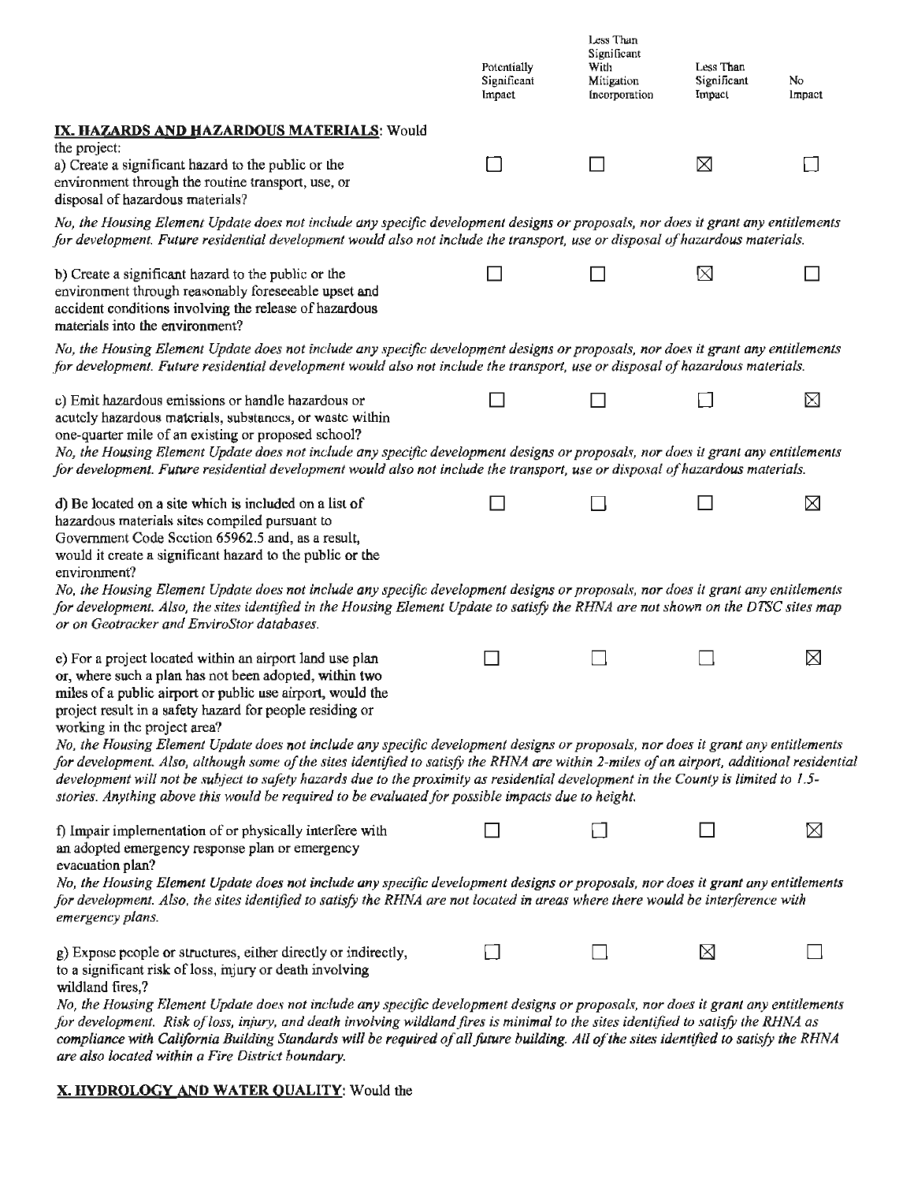| | Potentially Significant Impact | Less Than Significant With Mitigation Incorporation | Less Than Significant Impact | No Impact |
|---|---|---|---|---|
| **IX. HAZARDS AND HAZARDOUS MATERIALS**: Would the project: | | | | |
| a) Create a significant hazard to the public or the environment through the routine transport, use, or disposal of hazardous materials? | ☐ | ☐ | ☒ | ☐ |
| b) Create a significant hazard to the public or the environment through reasonably foreseeable upset and accident conditions involving the release of hazardous materials into the environment? | ☐ | ☐ | ☒ | ☐ |
| c) Emit hazardous emissions or handle hazardous or acutely hazardous materials, substances, or waste within one-quarter mile of an existing or proposed school? | ☐ | ☐ | ☐ | ☒ |
| d) Be located on a site which is included on a list of hazardous materials sites compiled pursuant to Government Code Section 65962.5 and, as a result, would it create a significant hazard to the public or the environment? | ☐ | ☐ | ☐ | ☒ |
| e) For a project located within an airport land use plan or, where such a plan has not been adopted, within two miles of a public airport or public use airport, would the project result in a safety hazard for people residing or working in the project area? | ☐ | ☐ | ☐ | ☒ |
| f) Impair implementation of or physically interfere with an adopted emergency response plan or emergency evacuation plan? | ☐ | ☐ | ☐ | ☒ |
| g) Expose people or structures, either directly or indirectly, to a significant risk of loss, injury or death involving wildland fires,? | ☐ | ☐ | ☒ | ☐ |

**Responses:**

a) *No, the Housing Element Update does not include any specific development designs or proposals, nor does it grant any entitlements for development. Future residential development would also not include the transport, use or disposal of hazardous materials.*

b) *No, the Housing Element Update does not include any specific development designs or proposals, nor does it grant any entitlements for development. Future residential development would also not include the transport, use or disposal of hazardous materials.*

c) *No, the Housing Element Update does not include any specific development designs or proposals, nor does it grant any entitlements for development. Future residential development would also not include the transport, use or disposal of hazardous materials.*

d) *No, the Housing Element Update does not include any specific development designs or proposals, nor does it grant any entitlements for development. Also, the sites identified in the Housing Element Update to satisfy the RHNA are not shown on the DTSC sites map or on Geotracker and EnviroStor databases.*

e) *No, the Housing Element Update does not include any specific development designs or proposals, nor does it grant any entitlements for development. Also, although some of the sites identified to satisfy the RHNA are within 2-miles of an airport, additional residential development will not be subject to safety hazards due to the proximity as residential development in the County is limited to 1.5-stories. Anything above this would be required to be evaluated for possible impacts due to height.*

f) *No, the Housing Element Update does not include any specific development designs or proposals, nor does it grant any entitlements for development. Also, the sites identified to satisfy the RHNA are not located in areas where there would be interference with emergency plans.*

g) *No, the Housing Element Update does not include any specific development designs or proposals, nor does it grant any entitlements for development. Risk of loss, injury, and death involving wildland fires is minimal to the sites identified to satisfy the RHNA as compliance with California Building Standards will be required of all future building. All of the sites identified to satisfy the RHNA are also located within a Fire District boundary.*

**X. HYDROLOGY AND WATER QUALITY**: Would the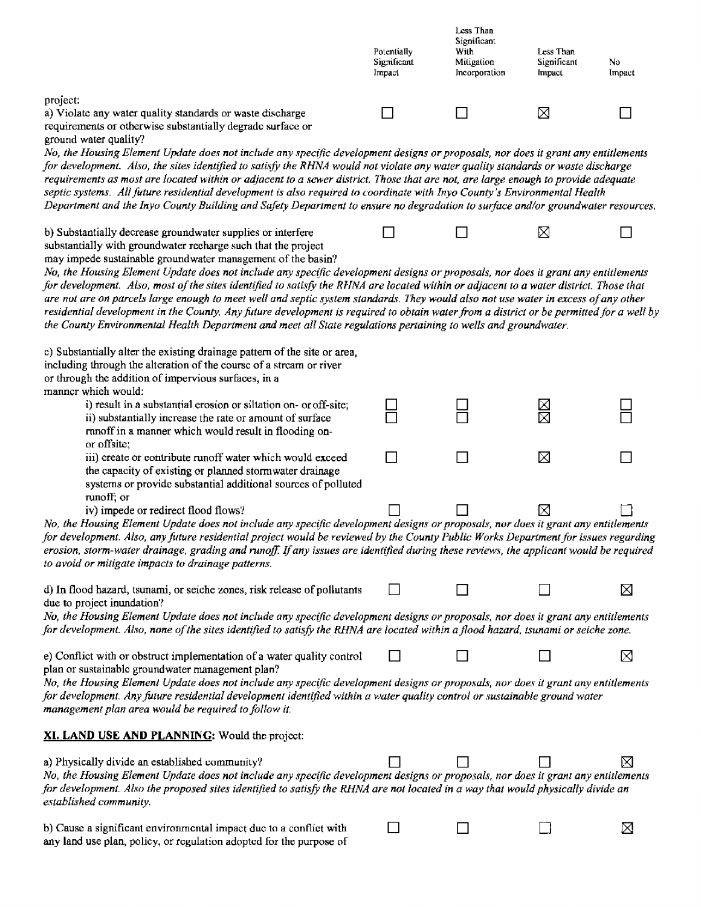| | Potentially Significant Impact | Less Than Significant With Mitigation Incorporation | Less Than Significant Impact | No Impact |
|---|---|---|---|---|
| project: | | | | |
| a) Violate any water quality standards or waste discharge requirements or otherwise substantially degrade surface or ground water quality? | ☐ | ☐ | ☒ | ☐ |

*No, the Housing Element Update does not include any specific development designs or proposals, nor does it grant any entitlements for development. Also, the sites identified to satisfy the RHNA would not violate any water quality standards or waste discharge requirements as most are located within or adjacent to a sewer district. Those that are not, are large enough to provide adequate septic systems. All future residential development is also required to coordinate with Inyo County's Environmental Health Department and the Inyo County Building and Safety Department to ensure no degradation to surface and/or groundwater resources.*

| | Potentially Significant Impact | Less Than Significant With Mitigation Incorporation | Less Than Significant Impact | No Impact |
|---|---|---|---|---|
| b) Substantially decrease groundwater supplies or interfere substantially with groundwater recharge such that the project may impede sustainable groundwater management of the basin? | ☐ | ☐ | ☒ | ☐ |

*No, the Housing Element Update does not include any specific development designs or proposals, nor does it grant any entitlements for development. Also, most of the sites identified to satisfy the RHNA are located within or adjacent to a water district. Those that are not are on parcels large enough to meet well and septic system standards. They would also not use water in excess of any other residential development in the County. Any future development is required to obtain water from a district or be permitted for a well by the County Environmental Health Department and meet all State regulations pertaining to wells and groundwater.*

| | Potentially Significant Impact | Less Than Significant With Mitigation Incorporation | Less Than Significant Impact | No Impact |
|---|---|---|---|---|
| c) Substantially alter the existing drainage pattern of the site or area, including through the alteration of the course of a stream or river or through the addition of impervious surfaces, in a manner which would: | | | | |
| i) result in a substantial erosion or siltation on- or off-site; | ☐ | ☐ | ☒ | ☐ |
| ii) substantially increase the rate or amount of surface runoff in a manner which would result in flooding on- or offsite; | ☐ | ☐ | ☒ | ☐ |
| iii) create or contribute runoff water which would exceed the capacity of existing or planned stormwater drainage systems or provide substantial additional sources of polluted runoff; or | ☐ | ☐ | ☒ | ☐ |
| iv) impede or redirect flood flows? | ☐ | ☐ | ☒ | ☐ |

*No, the Housing Element Update does not include any specific development designs or proposals, nor does it grant any entitlements for development. Also, any future residential project would be reviewed by the County Public Works Department for issues regarding erosion, storm-water drainage, grading and runoff. If any issues are identified during these reviews, the applicant would be required to avoid or mitigate impacts to drainage patterns.*

| | Potentially Significant Impact | Less Than Significant With Mitigation Incorporation | Less Than Significant Impact | No Impact |
|---|---|---|---|---|
| d) In flood hazard, tsunami, or seiche zones, risk release of pollutants due to project inundation? | ☐ | ☐ | ☐ | ☒ |

*No, the Housing Element Update does not include any specific development designs or proposals, nor does it grant any entitlements for development. Also, none of the sites identified to satisfy the RHNA are located within a flood hazard, tsunami or seiche zone.*

| | Potentially Significant Impact | Less Than Significant With Mitigation Incorporation | Less Than Significant Impact | No Impact |
|---|---|---|---|---|
| e) Conflict with or obstruct implementation of a water quality control plan or sustainable groundwater management plan? | ☐ | ☐ | ☐ | ☒ |

*No, the Housing Element Update does not include any specific development designs or proposals, nor does it grant any entitlements for development. Any future residential development identified within a water quality control or sustainable ground water management plan area would be required to follow it.*

**XI. LAND USE AND PLANNING:** Would the project:

| | Potentially Significant Impact | Less Than Significant With Mitigation Incorporation | Less Than Significant Impact | No Impact |
|---|---|---|---|---|
| a) Physically divide an established community? | ☐ | ☐ | ☐ | ☒ |

*No, the Housing Element Update does not include any specific development designs or proposals, nor does it grant any entitlements for development. Also the proposed sites identified to satisfy the RHNA are not located in a way that would physically divide an established community.*

| | Potentially Significant Impact | Less Than Significant With Mitigation Incorporation | Less Than Significant Impact | No Impact |
|---|---|---|---|---|
| b) Cause a significant environmental impact due to a conflict with any land use plan, policy, or regulation adopted for the purpose of | ☐ | ☐ | ☐ | ☒ |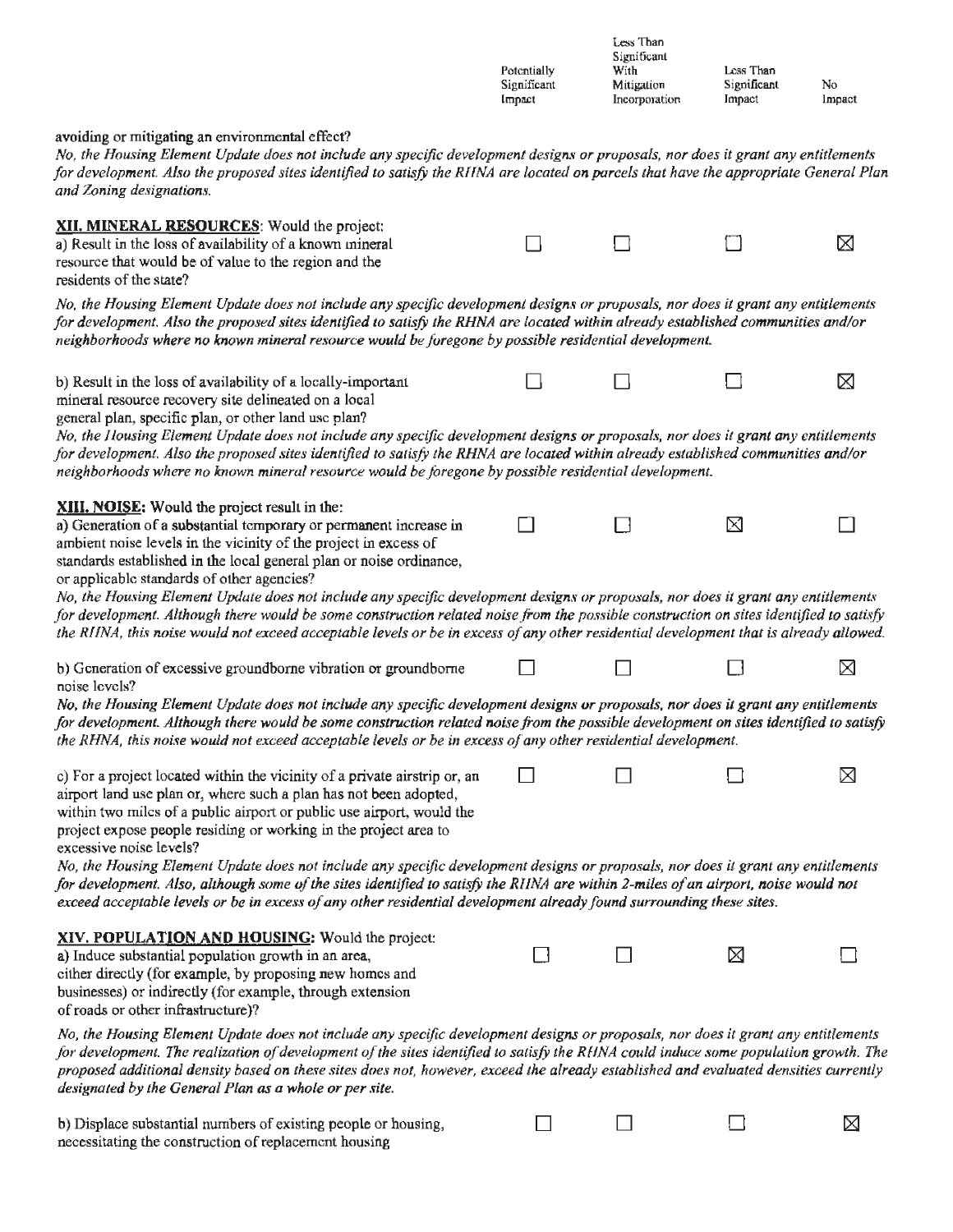| | Potentially Significant Impact | Less Than Significant With Mitigation Incorporation | Less Than Significant Impact | No Impact |
|---|---|---|---|---|

avoiding or mitigating an environmental effect?

*No, the Housing Element Update does not include any specific development designs or proposals, nor does it grant any entitlements for development. Also the proposed sites identified to satisfy the RHNA are located on parcels that have the appropriate General Plan and Zoning designations.*

**XII. MINERAL RESOURCES**: Would the project:

| | Potentially Significant Impact | Less Than Significant With Mitigation Incorporation | Less Than Significant Impact | No Impact |
|---|---|---|---|---|
| a) Result in the loss of availability of a known mineral resource that would be of value to the region and the residents of the state? | ☐ | ☐ | ☐ | ☒ |

*No, the Housing Element Update does not include any specific development designs or proposals, nor does it grant any entitlements for development. Also the proposed sites identified to satisfy the RHNA are located within already established communities and/or neighborhoods where no known mineral resource would be foregone by possible residential development.*

| | Potentially Significant Impact | Less Than Significant With Mitigation Incorporation | Less Than Significant Impact | No Impact |
|---|---|---|---|---|
| b) Result in the loss of availability of a locally-important mineral resource recovery site delineated on a local general plan, specific plan, or other land use plan? | ☐ | ☐ | ☐ | ☒ |

*No, the Housing Element Update does not include any specific development designs or proposals, nor does it grant any entitlements for development. Also the proposed sites identified to satisfy the RHNA are located within already established communities and/or neighborhoods where no known mineral resource would be foregone by possible residential development.*

**XIII. NOISE**: Would the project result in the:

| | Potentially Significant Impact | Less Than Significant With Mitigation Incorporation | Less Than Significant Impact | No Impact |
|---|---|---|---|---|
| a) Generation of a substantial temporary or permanent increase in ambient noise levels in the vicinity of the project in excess of standards established in the local general plan or noise ordinance, or applicable standards of other agencies? | ☐ | ☐ | ☒ | ☐ |

*No, the Housing Element Update does not include any specific development designs or proposals, nor does it grant any entitlements for development. Although there would be some construction related noise from the possible construction on sites identified to satisfy the RHNA, this noise would not exceed acceptable levels or be in excess of any other residential development that is already allowed.*

| | Potentially Significant Impact | Less Than Significant With Mitigation Incorporation | Less Than Significant Impact | No Impact |
|---|---|---|---|---|
| b) Generation of excessive groundborne vibration or groundborne noise levels? | ☐ | ☐ | ☐ | ☒ |

*No, the Housing Element Update does not include any specific development designs or proposals, nor does it grant any entitlements for development. Although there would be some construction related noise from the possible development on sites identified to satisfy the RHNA, this noise would not exceed acceptable levels or be in excess of any other residential development.*

| | Potentially Significant Impact | Less Than Significant With Mitigation Incorporation | Less Than Significant Impact | No Impact |
|---|---|---|---|---|
| c) For a project located within the vicinity of a private airstrip or, an airport land use plan or, where such a plan has not been adopted, within two miles of a public airport or public use airport, would the project expose people residing or working in the project area to excessive noise levels? | ☐ | ☐ | ☐ | ☒ |

*No, the Housing Element Update does not include any specific development designs or proposals, nor does it grant any entitlements for development. Also, although some of the sites identified to satisfy the RHNA are within 2-miles of an airport, noise would not exceed acceptable levels or be in excess of any other residential development already found surrounding these sites.*

**XIV. POPULATION AND HOUSING**: Would the project:

| | Potentially Significant Impact | Less Than Significant With Mitigation Incorporation | Less Than Significant Impact | No Impact |
|---|---|---|---|---|
| a) Induce substantial population growth in an area, either directly (for example, by proposing new homes and businesses) or indirectly (for example, through extension of roads or other infrastructure)? | ☐ | ☐ | ☒ | ☐ |

*No, the Housing Element Update does not include any specific development designs or proposals, nor does it grant any entitlements for development. The realization of development of the sites identified to satisfy the RHNA could induce some population growth. The proposed additional density based on these sites does not, however, exceed the already established and evaluated densities currently designated by the General Plan as a whole or per site.*

| | Potentially Significant Impact | Less Than Significant With Mitigation Incorporation | Less Than Significant Impact | No Impact |
|---|---|---|---|---|
| b) Displace substantial numbers of existing people or housing, necessitating the construction of replacement housing | ☐ | ☐ | ☐ | ☒ |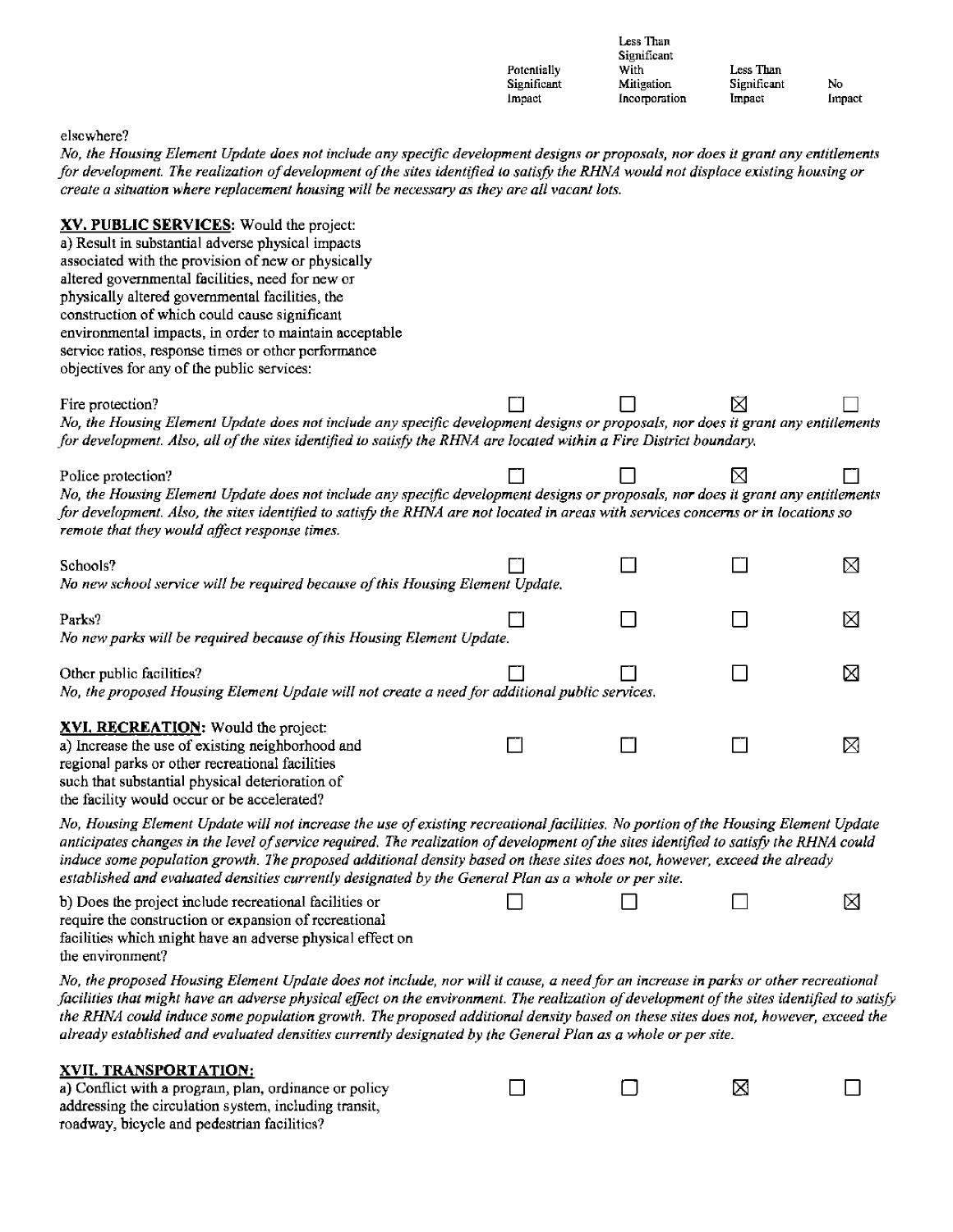| | Potentially Significant Impact | Less Than Significant With Mitigation Incorporation | Less Than Significant Impact | No Impact |
|---|---|---|---|---|

elsewhere?

*No, the Housing Element Update does not include any specific development designs or proposals, nor does it grant any entitlements for development. The realization of development of the sites identified to satisfy the RHNA would not displace existing housing or create a situation where replacement housing will be necessary as they are all vacant lots.*

**XV. PUBLIC SERVICES:** Would the project:

a) Result in substantial adverse physical impacts associated with the provision of new or physically altered governmental facilities, need for new or physically altered governmental facilities, the construction of which could cause significant environmental impacts, in order to maintain acceptable service ratios, response times or other performance objectives for any of the public services:

| | Potentially Significant Impact | Less Than Significant With Mitigation Incorporation | Less Than Significant Impact | No Impact |
|---|---|---|---|---|
| Fire protection? | ☐ | ☐ | ☒ | ☐ |

*No, the Housing Element Update does not include any specific development designs or proposals, nor does it grant any entitlements for development. Also, all of the sites identified to satisfy the RHNA are located within a Fire District boundary.*

| | Potentially Significant Impact | Less Than Significant With Mitigation Incorporation | Less Than Significant Impact | No Impact |
|---|---|---|---|---|
| Police protection? | ☐ | ☐ | ☒ | ☐ |

*No, the Housing Element Update does not include any specific development designs or proposals, nor does it grant any entitlements for development. Also, the sites identified to satisfy the RHNA are not located in areas with services concerns or in locations so remote that they would affect response times.*

| | Potentially Significant Impact | Less Than Significant With Mitigation Incorporation | Less Than Significant Impact | No Impact |
|---|---|---|---|---|
| Schools? | ☐ | ☐ | ☐ | ☒ |

*No new school service will be required because of this Housing Element Update.*

| | Potentially Significant Impact | Less Than Significant With Mitigation Incorporation | Less Than Significant Impact | No Impact |
|---|---|---|---|---|
| Parks? | ☐ | ☐ | ☐ | ☒ |

*No new parks will be required because of this Housing Element Update.*

| | Potentially Significant Impact | Less Than Significant With Mitigation Incorporation | Less Than Significant Impact | No Impact |
|---|---|---|---|---|
| Other public facilities? | ☐ | ☐ | ☐ | ☒ |

*No, the proposed Housing Element Update will not create a need for additional public services.*

**XVI. RECREATION:** Would the project:

| | Potentially Significant Impact | Less Than Significant With Mitigation Incorporation | Less Than Significant Impact | No Impact |
|---|---|---|---|---|
| a) Increase the use of existing neighborhood and regional parks or other recreational facilities such that substantial physical deterioration of the facility would occur or be accelerated? | ☐ | ☐ | ☐ | ☒ |

*No, Housing Element Update will not increase the use of existing recreational facilities. No portion of the Housing Element Update anticipates changes in the level of service required. The realization of development of the sites identified to satisfy the RHNA could induce some population growth. The proposed additional density based on these sites does not, however, exceed the already established and evaluated densities currently designated by the General Plan as a whole or per site.*

| | Potentially Significant Impact | Less Than Significant With Mitigation Incorporation | Less Than Significant Impact | No Impact |
|---|---|---|---|---|
| b) Does the project include recreational facilities or require the construction or expansion of recreational facilities which might have an adverse physical effect on the environment? | ☐ | ☐ | ☐ | ☒ |

*No, the proposed Housing Element Update does not include, nor will it cause, a need for an increase in parks or other recreational facilities that might have an adverse physical effect on the environment. The realization of development of the sites identified to satisfy the RHNA could induce some population growth. The proposed additional density based on these sites does not, however, exceed the already established and evaluated densities currently designated by the General Plan as a whole or per site.*

**XVII. TRANSPORTATION:**

| | Potentially Significant Impact | Less Than Significant With Mitigation Incorporation | Less Than Significant Impact | No Impact |
|---|---|---|---|---|
| a) Conflict with a program, plan, ordinance or policy addressing the circulation system, including transit, roadway, bicycle and pedestrian facilities? | ☐ | ☐ | ☒ | ☐ |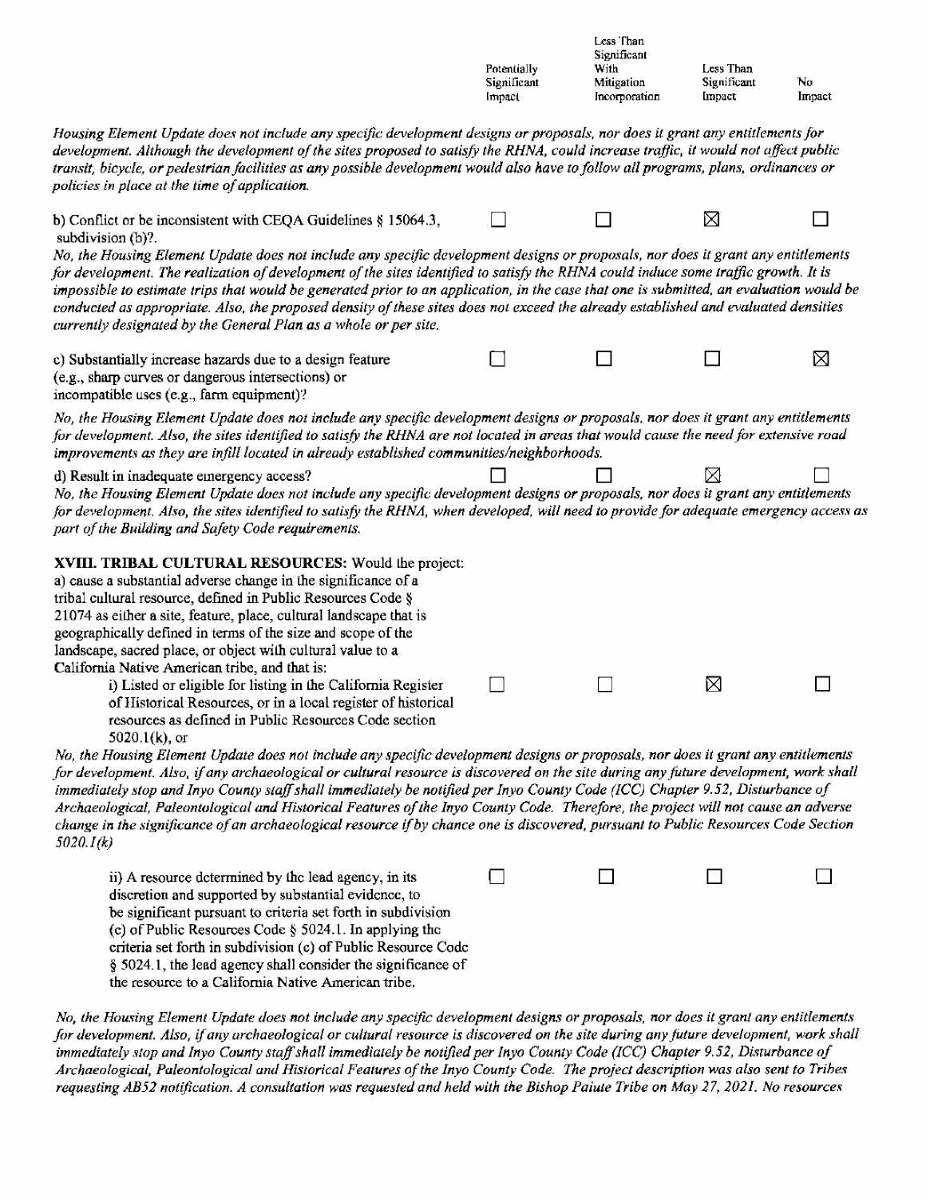| | Potentially Significant Impact | Less Than Significant With Mitigation Incorporation | Less Than Significant Impact | No Impact |
|---|---|---|---|---|

*Housing Element Update does not include any specific development designs or proposals, nor does it grant any entitlements for development. Although the development of the sites proposed to satisfy the RHNA, could increase traffic, it would not affect public transit, bicycle, or pedestrian facilities as any possible development would also have to follow all programs, plans, ordinances or policies in place at the time of application.*

| | Potentially Significant Impact | Less Than Significant With Mitigation Incorporation | Less Than Significant Impact | No Impact |
|---|---|---|---|---|
| b) Conflict or be inconsistent with CEQA Guidelines § 15064.3, subdivision (b)?. | ☐ | ☐ | ☒ | ☐ |

*No, the Housing Element Update does not include any specific development designs or proposals, nor does it grant any entitlements for development. The realization of development of the sites identified to satisfy the RHNA could induce some traffic growth. It is impossible to estimate trips that would be generated prior to an application, in the case that one is submitted, an evaluation would be conducted as appropriate. Also, the proposed density of these sites does not exceed the already established and evaluated densities currently designated by the General Plan as a whole or per site.*

| | Potentially Significant Impact | Less Than Significant With Mitigation Incorporation | Less Than Significant Impact | No Impact |
|---|---|---|---|---|
| c) Substantially increase hazards due to a design feature (e.g., sharp curves or dangerous intersections) or incompatible uses (e.g., farm equipment)? | ☐ | ☐ | ☐ | ☒ |

*No, the Housing Element Update does not include any specific development designs or proposals, nor does it grant any entitlements for development. Also, the sites identified to satisfy the RHNA are not located in areas that would cause the need for extensive road improvements as they are infill located in already established communities/neighborhoods.*

| | Potentially Significant Impact | Less Than Significant With Mitigation Incorporation | Less Than Significant Impact | No Impact |
|---|---|---|---|---|
| d) Result in inadequate emergency access? | ☐ | ☐ | ☒ | ☐ |

*No, the Housing Element Update does not include any specific development designs or proposals, nor does it grant any entitlements for development. Also, the sites identified to satisfy the RHNA, when developed, will need to provide for adequate emergency access as part of the Building and Safety Code requirements.*

**XVIII. TRIBAL CULTURAL RESOURCES:** Would the project:

a) cause a substantial adverse change in the significance of a tribal cultural resource, defined in Public Resources Code § 21074 as either a site, feature, place, cultural landscape that is geographically defined in terms of the size and scope of the landscape, sacred place, or object with cultural value to a California Native American tribe, and that is:

| | Potentially Significant Impact | Less Than Significant With Mitigation Incorporation | Less Than Significant Impact | No Impact |
|---|---|---|---|---|
| i) Listed or eligible for listing in the California Register of Historical Resources, or in a local register of historical resources as defined in Public Resources Code section 5020.1(k), or | ☐ | ☐ | ☒ | ☐ |

*No, the Housing Element Update does not include any specific development designs or proposals, nor does it grant any entitlements for development. Also, if any archaeological or cultural resource is discovered on the site during any future development, work shall immediately stop and Inyo County staff shall immediately be notified per Inyo County Code (ICC) Chapter 9.52, Disturbance of Archaeological, Paleontological and Historical Features of the Inyo County Code. Therefore, the project will not cause an adverse change in the significance of an archaeological resource if by chance one is discovered, pursuant to Public Resources Code Section 5020.1(k)*

| | Potentially Significant Impact | Less Than Significant With Mitigation Incorporation | Less Than Significant Impact | No Impact |
|---|---|---|---|---|
| ii) A resource determined by the lead agency, in its discretion and supported by substantial evidence, to be significant pursuant to criteria set forth in subdivision (c) of Public Resources Code § 5024.1. In applying the criteria set forth in subdivision (c) of Public Resource Code § 5024.1, the lead agency shall consider the significance of the resource to a California Native American tribe. | ☐ | ☐ | ☐ | ☐ |

*No, the Housing Element Update does not include any specific development designs or proposals, nor does it grant any entitlements for development. Also, if any archaeological or cultural resource is discovered on the site during any future development, work shall immediately stop and Inyo County staff shall immediately be notified per Inyo County Code (ICC) Chapter 9.52, Disturbance of Archaeological, Paleontological and Historical Features of the Inyo County Code. The project description was also sent to Tribes requesting AB52 notification. A consultation was requested and held with the Bishop Paiute Tribe on May 27, 2021. No resources*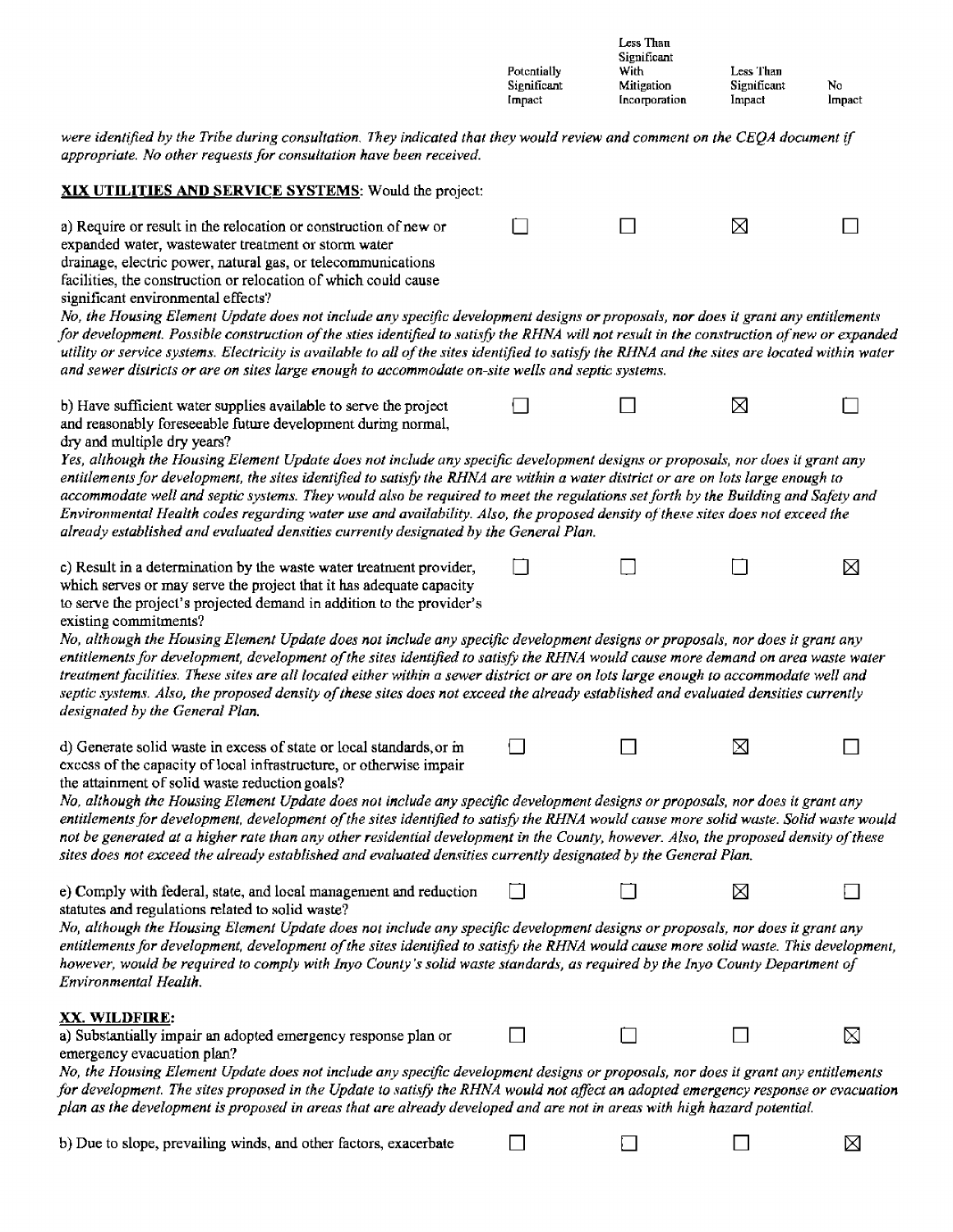| | Potentially Significant Impact | Less Than Significant With Mitigation Incorporation | Less Than Significant Impact | No Impact |
|---|---|---|---|---|

*were identified by the Tribe during consultation. They indicated that they would review and comment on the CEQA document if appropriate. No other requests for consultation have been received.*

**XIX UTILITIES AND SERVICE SYSTEMS**: Would the project:

| | Potentially Significant Impact | Less Than Significant With Mitigation Incorporation | Less Than Significant Impact | No Impact |
|---|---|---|---|---|
| a) Require or result in the relocation or construction of new or expanded water, wastewater treatment or storm water drainage, electric power, natural gas, or telecommunications facilities, the construction or relocation of which could cause significant environmental effects? | ☐ | ☐ | ☒ | ☐ |

*No, the Housing Element Update does not include any specific development designs or proposals, nor does it grant any entitlements for development. Possible construction of the sties identified to satisfy the RHNA will not result in the construction of new or expanded utility or service systems. Electricity is available to all of the sites identified to satisfy the RHNA and the sites are located within water and sewer districts or are on sites large enough to accommodate on-site wells and septic systems.*

| | Potentially Significant Impact | Less Than Significant With Mitigation Incorporation | Less Than Significant Impact | No Impact |
|---|---|---|---|---|
| b) Have sufficient water supplies available to serve the project and reasonably foreseeable future development during normal, dry and multiple dry years? | ☐ | ☐ | ☒ | ☐ |

*Yes, although the Housing Element Update does not include any specific development designs or proposals, nor does it grant any entitlements for development, the sites identified to satisfy the RHNA are within a water district or are on lots large enough to accommodate well and septic systems. They would also be required to meet the regulations set forth by the Building and Safety and Environmental Health codes regarding water use and availability. Also, the proposed density of these sites does not exceed the already established and evaluated densities currently designated by the General Plan.*

| | Potentially Significant Impact | Less Than Significant With Mitigation Incorporation | Less Than Significant Impact | No Impact |
|---|---|---|---|---|
| c) Result in a determination by the waste water treatment provider, which serves or may serve the project that it has adequate capacity to serve the project's projected demand in addition to the provider's existing commitments? | ☐ | ☐ | ☐ | ☒ |

*No, although the Housing Element Update does not include any specific development designs or proposals, nor does it grant any entitlements for development, development of the sites identified to satisfy the RHNA would cause more demand on area waste water treatment facilities. These sites are all located either within a sewer district or are on lots large enough to accommodate well and septic systems. Also, the proposed density of these sites does not exceed the already established and evaluated densities currently designated by the General Plan.*

| | Potentially Significant Impact | Less Than Significant With Mitigation Incorporation | Less Than Significant Impact | No Impact |
|---|---|---|---|---|
| d) Generate solid waste in excess of state or local standards, or in excess of the capacity of local infrastructure, or otherwise impair the attainment of solid waste reduction goals? | ☐ | ☐ | ☒ | ☐ |

*No, although the Housing Element Update does not include any specific development designs or proposals, nor does it grant any entitlements for development, development of the sites identified to satisfy the RHNA would cause more solid waste. Solid waste would not be generated at a higher rate than any other residential development in the County, however. Also, the proposed density of these sites does not exceed the already established and evaluated densities currently designated by the General Plan.*

| | Potentially Significant Impact | Less Than Significant With Mitigation Incorporation | Less Than Significant Impact | No Impact |
|---|---|---|---|---|
| e) Comply with federal, state, and local management and reduction statutes and regulations related to solid waste? | ☐ | ☐ | ☒ | ☐ |

*No, although the Housing Element Update does not include any specific development designs or proposals, nor does it grant any entitlements for development, development of the sites identified to satisfy the RHNA would cause more solid waste. This development, however, would be required to comply with Inyo County's solid waste standards, as required by the Inyo County Department of Environmental Health.*

**XX. WILDFIRE:**

| | Potentially Significant Impact | Less Than Significant With Mitigation Incorporation | Less Than Significant Impact | No Impact |
|---|---|---|---|---|
| a) Substantially impair an adopted emergency response plan or emergency evacuation plan? | ☐ | ☐ | ☐ | ☒ |

*No, the Housing Element Update does not include any specific development designs or proposals, nor does it grant any entitlements for development. The sites proposed in the Update to satisfy the RHNA would not affect an adopted emergency response or evacuation plan as the development is proposed in areas that are already developed and are not in areas with high hazard potential.*

| | Potentially Significant Impact | Less Than Significant With Mitigation Incorporation | Less Than Significant Impact | No Impact |
|---|---|---|---|---|
| b) Due to slope, prevailing winds, and other factors, exacerbate | ☐ | ☐ | ☐ | ☒ |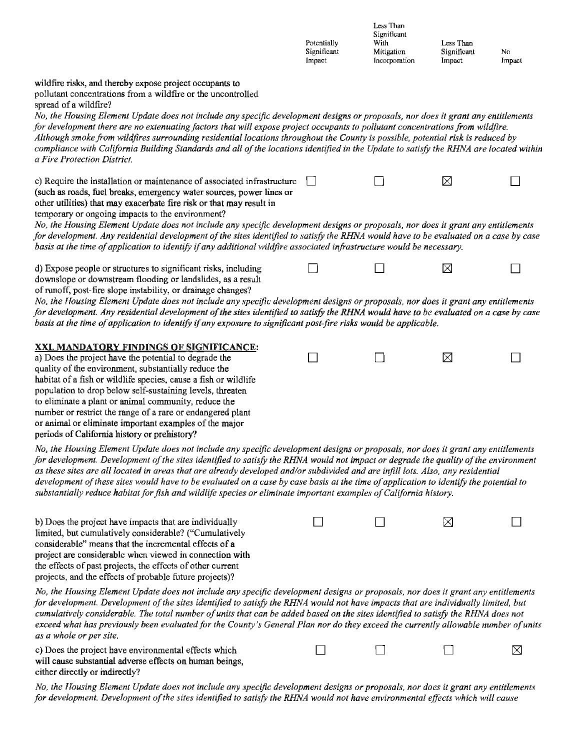| | Potentially Significant Impact | Less Than Significant With Mitigation Incorporation | Less Than Significant Impact | No Impact |
|---|---|---|---|---|
| wildfire risks, and thereby expose project occupants to pollutant concentrations from a wildfire or the uncontrolled spread of a wildfire? | | | | |

*No, the Housing Element Update does not include any specific development designs or proposals, nor does it grant any entitlements for development there are no extenuating factors that will expose project occupants to pollutant concentrations from wildfire. Although smoke from wildfires surrounding residential locations throughout the County is possible, potential risk is reduced by compliance with California Building Standards and all of the locations identified in the Update to satisfy the RHNA are located within a Fire Protection District.*

| | Potentially Significant Impact | Less Than Significant With Mitigation Incorporation | Less Than Significant Impact | No Impact |
|---|---|---|---|---|
| c) Require the installation or maintenance of associated infrastructure (such as roads, fuel breaks, emergency water sources, power lines or other utilities) that may exacerbate fire risk or that may result in temporary or ongoing impacts to the environment? | ☐ | ☐ | ☒ | ☐ |

*No, the Housing Element Update does not include any specific development designs or proposals, nor does it grant any entitlements for development. Any residential development of the sites identified to satisfy the RHNA would have to be evaluated on a case by case basis at the time of application to identify if any additional wildfire associated infrastructure would be necessary.*

| | Potentially Significant Impact | Less Than Significant With Mitigation Incorporation | Less Than Significant Impact | No Impact |
|---|---|---|---|---|
| d) Expose people or structures to significant risks, including downslope or downstream flooding or landslides, as a result of runoff, post-fire slope instability, or drainage changes? | ☐ | ☐ | ☒ | ☐ |

*No, the Housing Element Update does not include any specific development designs or proposals, nor does it grant any entitlements for development. Any residential development of the sites identified to satisfy the RHNA would have to be evaluated on a case by case basis at the time of application to identify if any exposure to significant post-fire risks would be applicable.*

**XXI. MANDATORY FINDINGS OF SIGNIFICANCE:**

| | Potentially Significant Impact | Less Than Significant With Mitigation Incorporation | Less Than Significant Impact | No Impact |
|---|---|---|---|---|
| a) Does the project have the potential to degrade the quality of the environment, substantially reduce the habitat of a fish or wildlife species, cause a fish or wildlife population to drop below self-sustaining levels, threaten to eliminate a plant or animal community, reduce the number or restrict the range of a rare or endangered plant or animal or eliminate important examples of the major periods of California history or prehistory? | ☐ | ☐ | ☒ | ☐ |

*No, the Housing Element Update does not include any specific development designs or proposals, nor does it grant any entitlements for development. Development of the sites identified to satisfy the RHNA would not impact or degrade the quality of the environment as these sites are all located in areas that are already developed and/or subdivided and are infill lots. Also, any residential development of these sites would have to be evaluated on a case by case basis at the time of application to identify the potential to substantially reduce habitat for fish and wildlife species or eliminate important examples of California history.*

| | Potentially Significant Impact | Less Than Significant With Mitigation Incorporation | Less Than Significant Impact | No Impact |
|---|---|---|---|---|
| b) Does the project have impacts that are individually limited, but cumulatively considerable? ("Cumulatively considerable" means that the incremental effects of a project are considerable when viewed in connection with the effects of past projects, the effects of other current projects, and the effects of probable future projects)? | ☐ | ☐ | ☒ | ☐ |

*No, the Housing Element Update does not include any specific development designs or proposals, nor does it grant any entitlements for development. Development of the sites identified to satisfy the RHNA would not have impacts that are individually limited, but cumulatively considerable. The total number of units that can be added based on the sites identified to satisfy the RHNA does not exceed what has previously been evaluated for the County's General Plan nor do they exceed the currently allowable number of units as a whole or per site.*

| | Potentially Significant Impact | Less Than Significant With Mitigation Incorporation | Less Than Significant Impact | No Impact |
|---|---|---|---|---|
| c) Does the project have environmental effects which will cause substantial adverse effects on human beings, either directly or indirectly? | ☐ | ☐ | ☐ | ☒ |

*No, the Housing Element Update does not include any specific development designs or proposals, nor does it grant any entitlements for development. Development of the sites identified to satisfy the RHNA would not have environmental effects which will cause*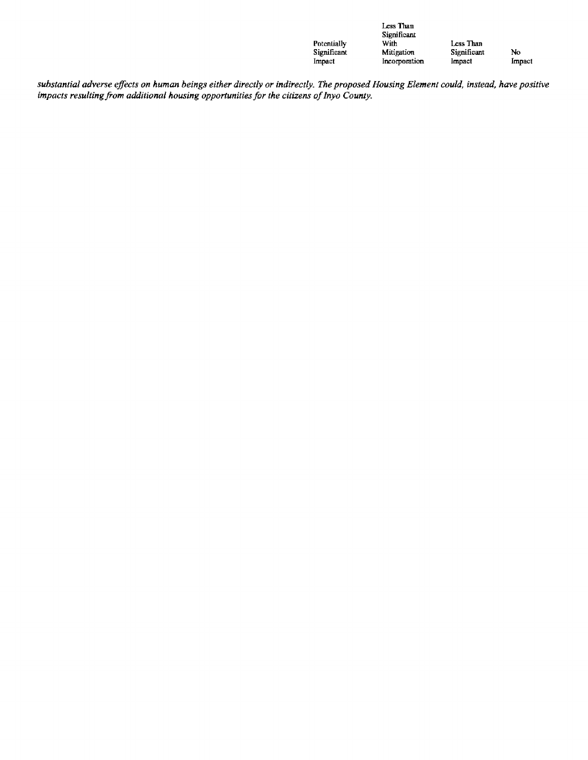| | Potentially Significant Impact | Less Than Significant With Mitigation Incorporation | Less Than Significant Impact | No Impact |
|---|---|---|---|---|

*substantial adverse effects on human beings either directly or indirectly. The proposed Housing Element could, instead, have positive impacts resulting from additional housing opportunities for the citizens of Inyo County.*